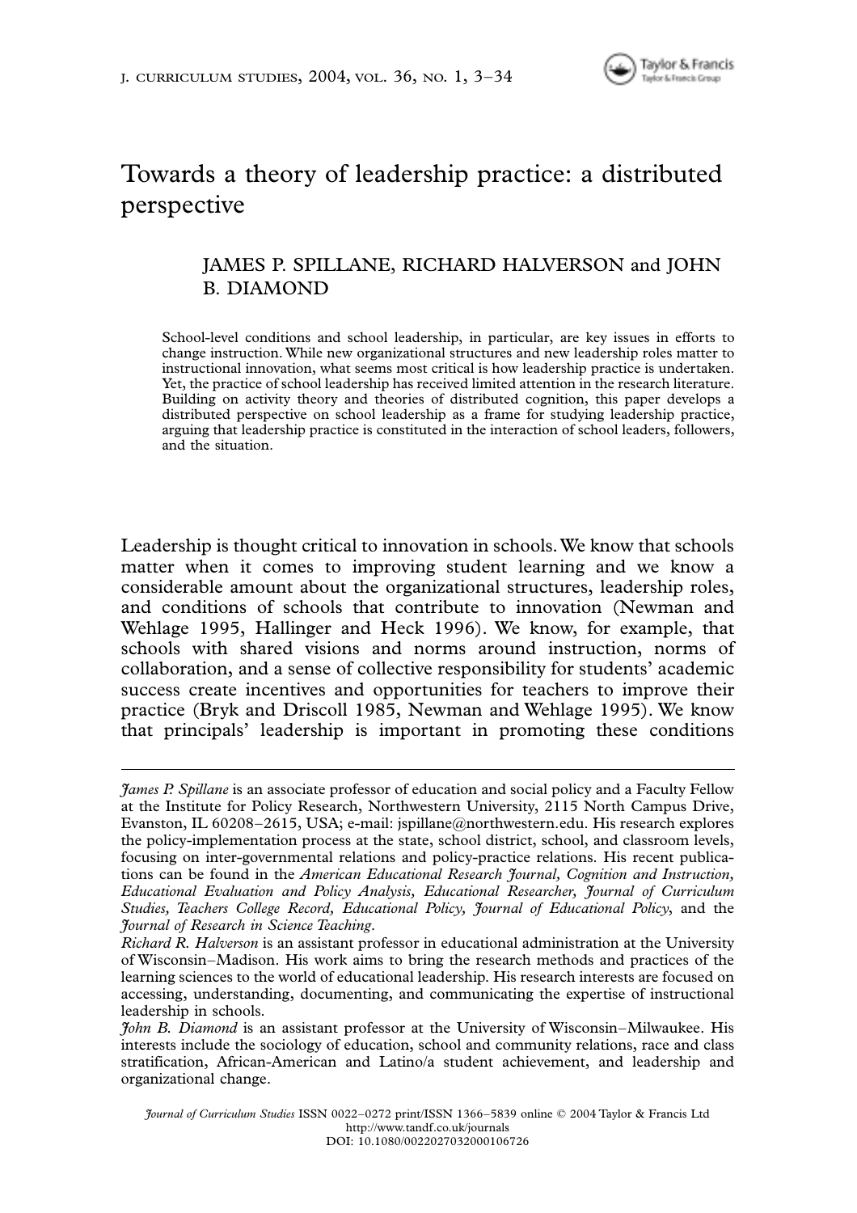# Towards a theory of leadership practice: a distributed perspective

JAMES P. SPILLANE, RICHARD HALVERSON and JOHN B. DIAMOND

School-level conditions and school leadership, in particular, are key issues in efforts to change instruction. While new organizational structures and new leadership roles matter to instructional innovation, what seems most critical is how leadership practice is undertaken. Yet, the practice of school leadership has received limited attention in the research literature. Building on activity theory and theories of distributed cognition, this paper develops a distributed perspective on school leadership as a frame for studying leadership practice, arguing that leadership practice is constituted in the interaction of school leaders, followers, and the situation.

Leadership is thought critical to innovation in schools. We know that schools matter when it comes to improving student learning and we know a considerable amount about the organizational structures, leadership roles, and conditions of schools that contribute to innovation (Newman and Wehlage 1995, Hallinger and Heck 1996). We know, for example, that schools with shared visions and norms around instruction, norms of collaboration, and a sense of collective responsibility for students' academic success create incentives and opportunities for teachers to improve their practice (Bryk and Driscoll 1985, Newman and Wehlage 1995). We know that principals' leadership is important in promoting these conditions

---

*James P. Spillane* is an associate professor of education and social policy and a Faculty Fellow at the Institute for Policy Research, Northwestern University, 2115 North Campus Drive, Evanston, IL 60208–2615, USA; e-mail: jspillane@northwestern.edu. His research explores the policy-implementation process at the state, school district, school, and classroom levels, focusing on inter-governmental relations and policy-practice relations. His recent publications can be found in the *American Educational Research Journal, Cognition and Instruction, Educational Evaluation and Policy Analysis, Educational Researcher, Journal of Curriculum Studies, Teachers College Record, Educational Policy, Journal of Educational Policy*, and the *Journal of Research in Science Teaching*.

*Richard R. Halverson* is an assistant professor in educational administration at the University of Wisconsin–Madison. His work aims to bring the research methods and practices of the learning sciences to the world of educational leadership. His research interests are focused on accessing, understanding, documenting, and communicating the expertise of instructional leadership in schools.

*John B. Diamond* is an assistant professor at the University of Wisconsin–Milwaukee. His interests include the sociology of education, school and community relations, race and class stratification, African-American and Latino/a student achievement, and leadership and organizational change.

*Journal of Curriculum Studies* ISSN 0022–0272 print/ISSN 1366–5839 online © 2004 Taylor & Francis Ltd
http://www.tandf.co.uk/journals
DOI: 10.1080/0022027032000106726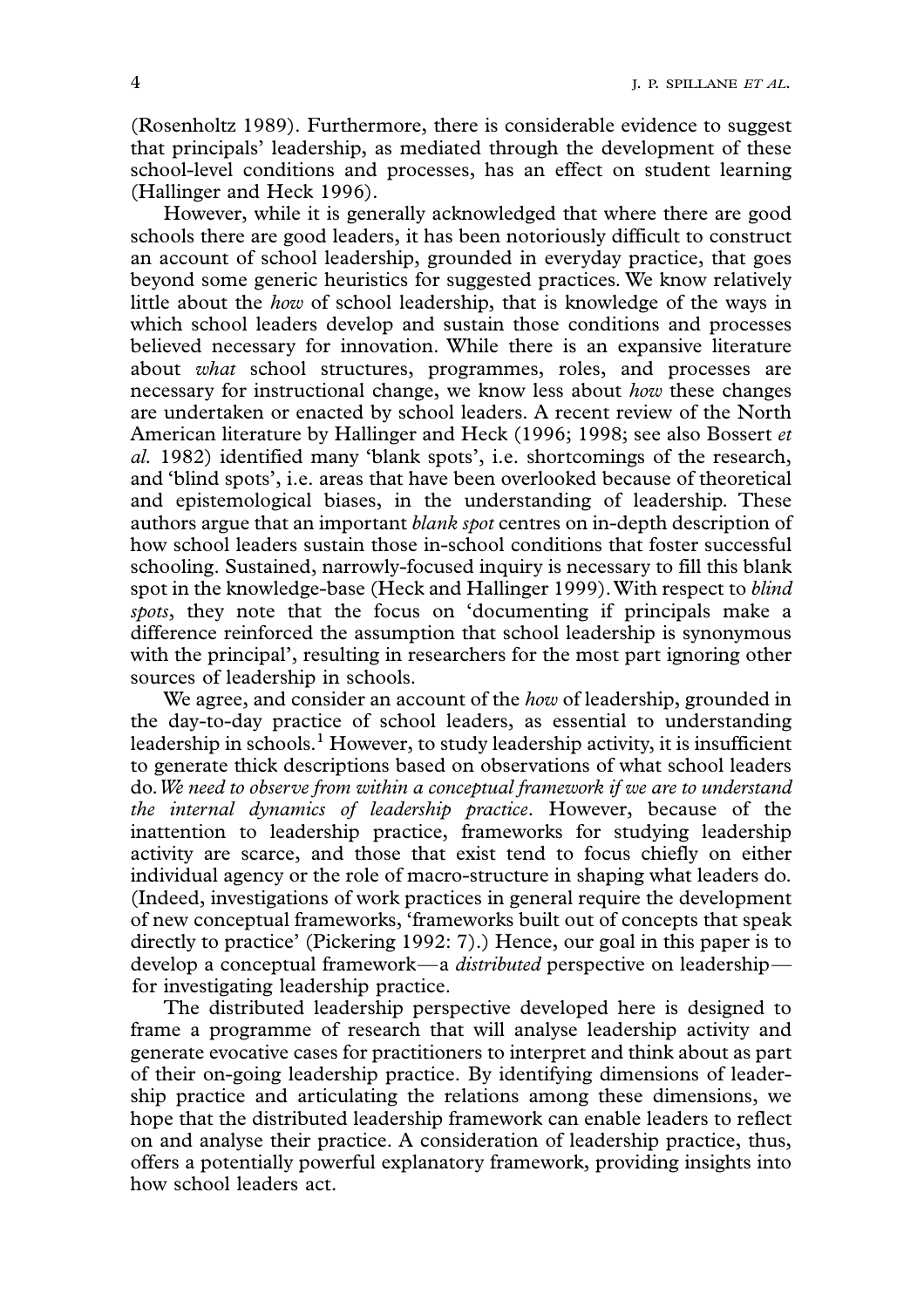(Rosenholtz 1989). Furthermore, there is considerable evidence to suggest that principals' leadership, as mediated through the development of these school-level conditions and processes, has an effect on student learning (Hallinger and Heck 1996).

However, while it is generally acknowledged that where there are good schools there are good leaders, it has been notoriously difficult to construct an account of school leadership, grounded in everyday practice, that goes beyond some generic heuristics for suggested practices. We know relatively little about the *how* of school leadership, that is knowledge of the ways in which school leaders develop and sustain those conditions and processes believed necessary for innovation. While there is an expansive literature about *what* school structures, programmes, roles, and processes are necessary for instructional change, we know less about *how* these changes are undertaken or enacted by school leaders. A recent review of the North American literature by Hallinger and Heck (1996; 1998; see also Bossert *et al.* 1982) identified many 'blank spots', i.e. shortcomings of the research, and 'blind spots', i.e. areas that have been overlooked because of theoretical and epistemological biases, in the understanding of leadership. These authors argue that an important *blank spot* centres on in-depth description of how school leaders sustain those in-school conditions that foster successful schooling. Sustained, narrowly-focused inquiry is necessary to fill this blank spot in the knowledge-base (Heck and Hallinger 1999). With respect to *blind spots*, they note that the focus on 'documenting if principals make a difference reinforced the assumption that school leadership is synonymous with the principal', resulting in researchers for the most part ignoring other sources of leadership in schools.

We agree, and consider an account of the *how* of leadership, grounded in the day-to-day practice of school leaders, as essential to understanding leadership in schools.[1] However, to study leadership activity, it is insufficient to generate thick descriptions based on observations of what school leaders do. *We need to observe from within a conceptual framework if we are to understand the internal dynamics of leadership practice*. However, because of the inattention to leadership practice, frameworks for studying leadership activity are scarce, and those that exist tend to focus chiefly on either individual agency or the role of macro-structure in shaping what leaders do. (Indeed, investigations of work practices in general require the development of new conceptual frameworks, 'frameworks built out of concepts that speak directly to practice' (Pickering 1992: 7).) Hence, our goal in this paper is to develop a conceptual framework—a *distributed* perspective on leadership—for investigating leadership practice.

The distributed leadership perspective developed here is designed to frame a programme of research that will analyse leadership activity and generate evocative cases for practitioners to interpret and think about as part of their on-going leadership practice. By identifying dimensions of leadership practice and articulating the relations among these dimensions, we hope that the distributed leadership framework can enable leaders to reflect on and analyse their practice. A consideration of leadership practice, thus, offers a potentially powerful explanatory framework, providing insights into how school leaders act.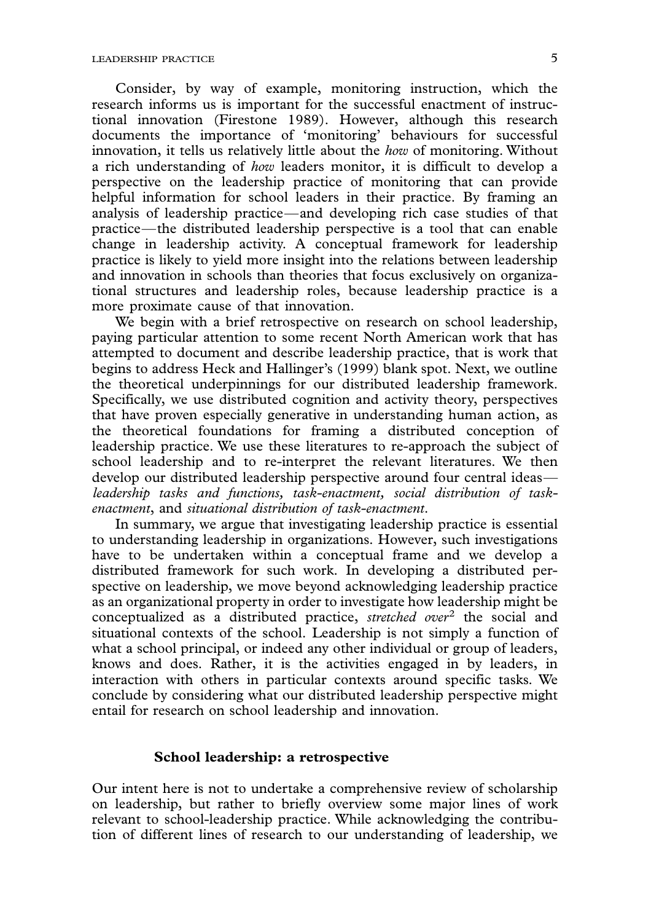Consider, by way of example, monitoring instruction, which the research informs us is important for the successful enactment of instructional innovation (Firestone 1989). However, although this research documents the importance of 'monitoring' behaviours for successful innovation, it tells us relatively little about the *how* of monitoring. Without a rich understanding of *how* leaders monitor, it is difficult to develop a perspective on the leadership practice of monitoring that can provide helpful information for school leaders in their practice. By framing an analysis of leadership practice—and developing rich case studies of that practice—the distributed leadership perspective is a tool that can enable change in leadership activity. A conceptual framework for leadership practice is likely to yield more insight into the relations between leadership and innovation in schools than theories that focus exclusively on organizational structures and leadership roles, because leadership practice is a more proximate cause of that innovation.

We begin with a brief retrospective on research on school leadership, paying particular attention to some recent North American work that has attempted to document and describe leadership practice, that is work that begins to address Heck and Hallinger's (1999) blank spot. Next, we outline the theoretical underpinnings for our distributed leadership framework. Specifically, we use distributed cognition and activity theory, perspectives that have proven especially generative in understanding human action, as the theoretical foundations for framing a distributed conception of leadership practice. We use these literatures to re-approach the subject of school leadership and to re-interpret the relevant literatures. We then develop our distributed leadership perspective around four central ideas—*leadership tasks and functions, task-enactment, social distribution of task-enactment*, and *situational distribution of task-enactment*.

In summary, we argue that investigating leadership practice is essential to understanding leadership in organizations. However, such investigations have to be undertaken within a conceptual frame and we develop a distributed framework for such work. In developing a distributed perspective on leadership, we move beyond acknowledging leadership practice as an organizational property in order to investigate how leadership might be conceptualized as a distributed practice, *stretched over*[2] the social and situational contexts of the school. Leadership is not simply a function of what a school principal, or indeed any other individual or group of leaders, knows and does. Rather, it is the activities engaged in by leaders, in interaction with others in particular contexts around specific tasks. We conclude by considering what our distributed leadership perspective might entail for research on school leadership and innovation.

## School leadership: a retrospective

Our intent here is not to undertake a comprehensive review of scholarship on leadership, but rather to briefly overview some major lines of work relevant to school-leadership practice. While acknowledging the contribution of different lines of research to our understanding of leadership, we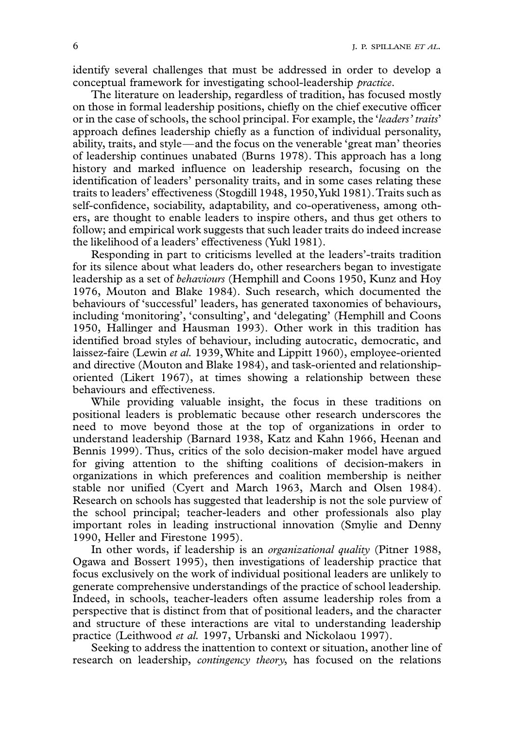identify several challenges that must be addressed in order to develop a conceptual framework for investigating school-leadership *practice*.

The literature on leadership, regardless of tradition, has focused mostly on those in formal leadership positions, chiefly on the chief executive officer or in the case of schools, the school principal. For example, the '*leaders' traits*' approach defines leadership chiefly as a function of individual personality, ability, traits, and style—and the focus on the venerable 'great man' theories of leadership continues unabated (Burns 1978). This approach has a long history and marked influence on leadership research, focusing on the identification of leaders' personality traits, and in some cases relating these traits to leaders' effectiveness (Stogdill 1948, 1950, Yukl 1981). Traits such as self-confidence, sociability, adaptability, and co-operativeness, among others, are thought to enable leaders to inspire others, and thus get others to follow; and empirical work suggests that such leader traits do indeed increase the likelihood of a leaders' effectiveness (Yukl 1981).

Responding in part to criticisms levelled at the leaders'-traits tradition for its silence about what leaders do, other researchers began to investigate leadership as a set of *behaviours* (Hemphill and Coons 1950, Kunz and Hoy 1976, Mouton and Blake 1984). Such research, which documented the behaviours of 'successful' leaders, has generated taxonomies of behaviours, including 'monitoring', 'consulting', and 'delegating' (Hemphill and Coons 1950, Hallinger and Hausman 1993). Other work in this tradition has identified broad styles of behaviour, including autocratic, democratic, and laissez-faire (Lewin *et al.* 1939, White and Lippitt 1960), employee-oriented and directive (Mouton and Blake 1984), and task-oriented and relationship-oriented (Likert 1967), at times showing a relationship between these behaviours and effectiveness.

While providing valuable insight, the focus in these traditions on positional leaders is problematic because other research underscores the need to move beyond those at the top of organizations in order to understand leadership (Barnard 1938, Katz and Kahn 1966, Heenan and Bennis 1999). Thus, critics of the solo decision-maker model have argued for giving attention to the shifting coalitions of decision-makers in organizations in which preferences and coalition membership is neither stable nor unified (Cyert and March 1963, March and Olsen 1984). Research on schools has suggested that leadership is not the sole purview of the school principal; teacher-leaders and other professionals also play important roles in leading instructional innovation (Smylie and Denny 1990, Heller and Firestone 1995).

In other words, if leadership is an *organizational quality* (Pitner 1988, Ogawa and Bossert 1995), then investigations of leadership practice that focus exclusively on the work of individual positional leaders are unlikely to generate comprehensive understandings of the practice of school leadership. Indeed, in schools, teacher-leaders often assume leadership roles from a perspective that is distinct from that of positional leaders, and the character and structure of these interactions are vital to understanding leadership practice (Leithwood *et al.* 1997, Urbanski and Nickolaou 1997).

Seeking to address the inattention to context or situation, another line of research on leadership, *contingency theory*, has focused on the relations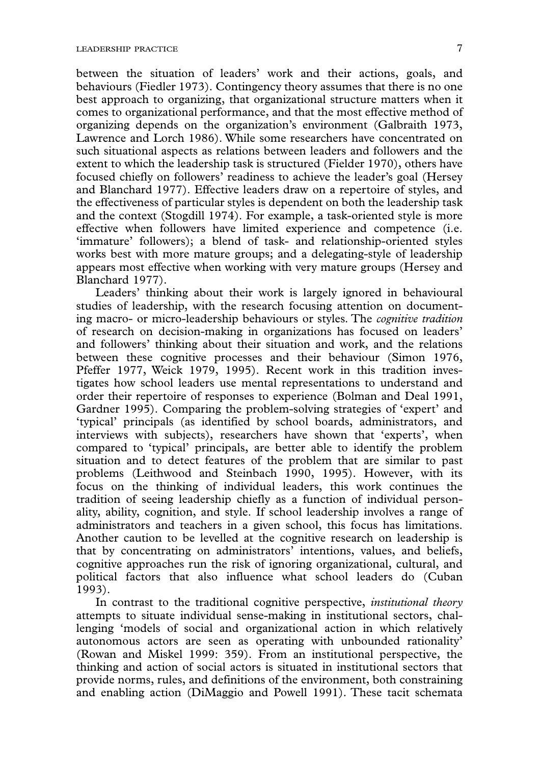between the situation of leaders' work and their actions, goals, and behaviours (Fiedler 1973). Contingency theory assumes that there is no one best approach to organizing, that organizational structure matters when it comes to organizational performance, and that the most effective method of organizing depends on the organization's environment (Galbraith 1973, Lawrence and Lorch 1986). While some researchers have concentrated on such situational aspects as relations between leaders and followers and the extent to which the leadership task is structured (Fielder 1970), others have focused chiefly on followers' readiness to achieve the leader's goal (Hersey and Blanchard 1977). Effective leaders draw on a repertoire of styles, and the effectiveness of particular styles is dependent on both the leadership task and the context (Stogdill 1974). For example, a task-oriented style is more effective when followers have limited experience and competence (i.e. 'immature' followers); a blend of task- and relationship-oriented styles works best with more mature groups; and a delegating-style of leadership appears most effective when working with very mature groups (Hersey and Blanchard 1977).

Leaders' thinking about their work is largely ignored in behavioural studies of leadership, with the research focusing attention on documenting macro- or micro-leadership behaviours or styles. The *cognitive tradition* of research on decision-making in organizations has focused on leaders' and followers' thinking about their situation and work, and the relations between these cognitive processes and their behaviour (Simon 1976, Pfeffer 1977, Weick 1979, 1995). Recent work in this tradition investigates how school leaders use mental representations to understand and order their repertoire of responses to experience (Bolman and Deal 1991, Gardner 1995). Comparing the problem-solving strategies of 'expert' and 'typical' principals (as identified by school boards, administrators, and interviews with subjects), researchers have shown that 'experts', when compared to 'typical' principals, are better able to identify the problem situation and to detect features of the problem that are similar to past problems (Leithwood and Steinbach 1990, 1995). However, with its focus on the thinking of individual leaders, this work continues the tradition of seeing leadership chiefly as a function of individual personality, ability, cognition, and style. If school leadership involves a range of administrators and teachers in a given school, this focus has limitations. Another caution to be levelled at the cognitive research on leadership is that by concentrating on administrators' intentions, values, and beliefs, cognitive approaches run the risk of ignoring organizational, cultural, and political factors that also influence what school leaders do (Cuban 1993).

In contrast to the traditional cognitive perspective, *institutional theory* attempts to situate individual sense-making in institutional sectors, challenging 'models of social and organizational action in which relatively autonomous actors are seen as operating with unbounded rationality' (Rowan and Miskel 1999: 359). From an institutional perspective, the thinking and action of social actors is situated in institutional sectors that provide norms, rules, and definitions of the environment, both constraining and enabling action (DiMaggio and Powell 1991). These tacit schemata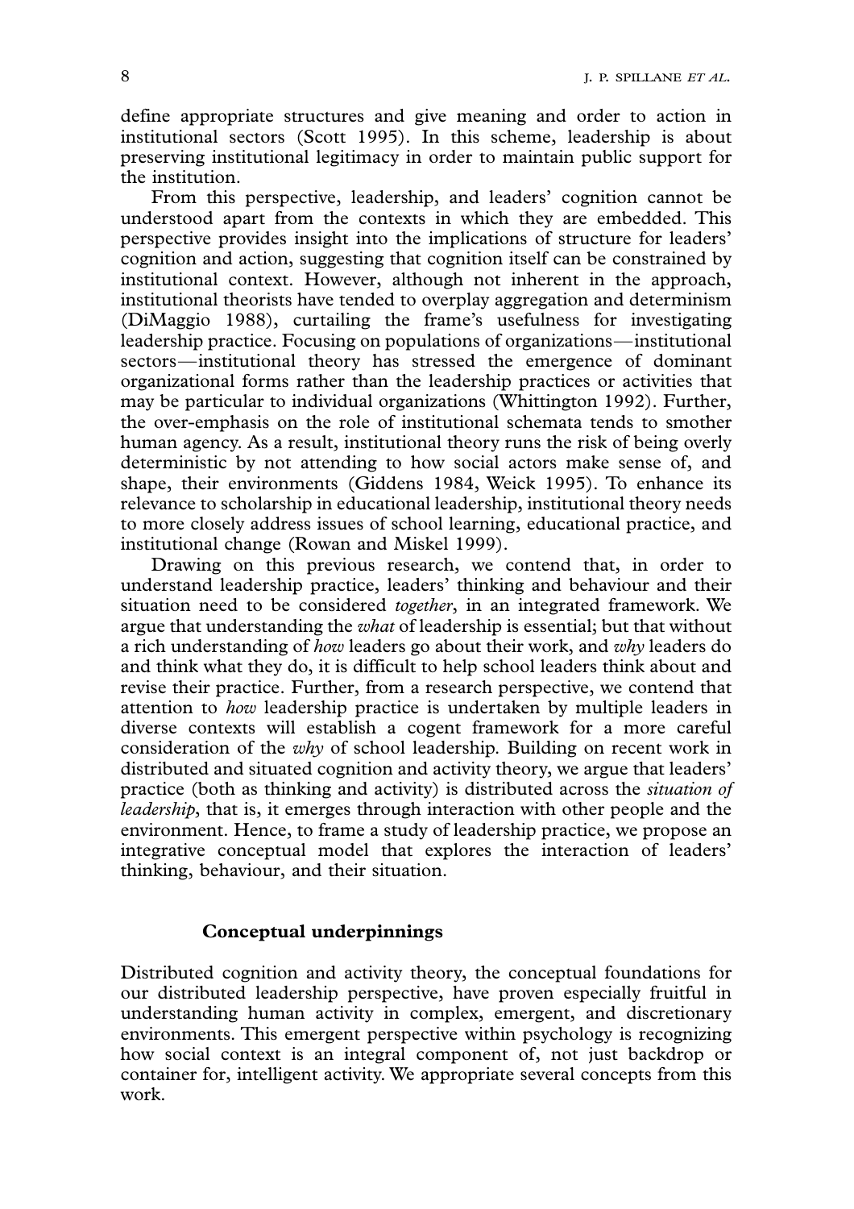define appropriate structures and give meaning and order to action in institutional sectors (Scott 1995). In this scheme, leadership is about preserving institutional legitimacy in order to maintain public support for the institution.

From this perspective, leadership, and leaders' cognition cannot be understood apart from the contexts in which they are embedded. This perspective provides insight into the implications of structure for leaders' cognition and action, suggesting that cognition itself can be constrained by institutional context. However, although not inherent in the approach, institutional theorists have tended to overplay aggregation and determinism (DiMaggio 1988), curtailing the frame's usefulness for investigating leadership practice. Focusing on populations of organizations—institutional sectors—institutional theory has stressed the emergence of dominant organizational forms rather than the leadership practices or activities that may be particular to individual organizations (Whittington 1992). Further, the over-emphasis on the role of institutional schemata tends to smother human agency. As a result, institutional theory runs the risk of being overly deterministic by not attending to how social actors make sense of, and shape, their environments (Giddens 1984, Weick 1995). To enhance its relevance to scholarship in educational leadership, institutional theory needs to more closely address issues of school learning, educational practice, and institutional change (Rowan and Miskel 1999).

Drawing on this previous research, we contend that, in order to understand leadership practice, leaders' thinking and behaviour and their situation need to be considered *together*, in an integrated framework. We argue that understanding the *what* of leadership is essential; but that without a rich understanding of *how* leaders go about their work, and *why* leaders do and think what they do, it is difficult to help school leaders think about and revise their practice. Further, from a research perspective, we contend that attention to *how* leadership practice is undertaken by multiple leaders in diverse contexts will establish a cogent framework for a more careful consideration of the *why* of school leadership. Building on recent work in distributed and situated cognition and activity theory, we argue that leaders' practice (both as thinking and activity) is distributed across the *situation of leadership*, that is, it emerges through interaction with other people and the environment. Hence, to frame a study of leadership practice, we propose an integrative conceptual model that explores the interaction of leaders' thinking, behaviour, and their situation.

## Conceptual underpinnings

Distributed cognition and activity theory, the conceptual foundations for our distributed leadership perspective, have proven especially fruitful in understanding human activity in complex, emergent, and discretionary environments. This emergent perspective within psychology is recognizing how social context is an integral component of, not just backdrop or container for, intelligent activity. We appropriate several concepts from this work.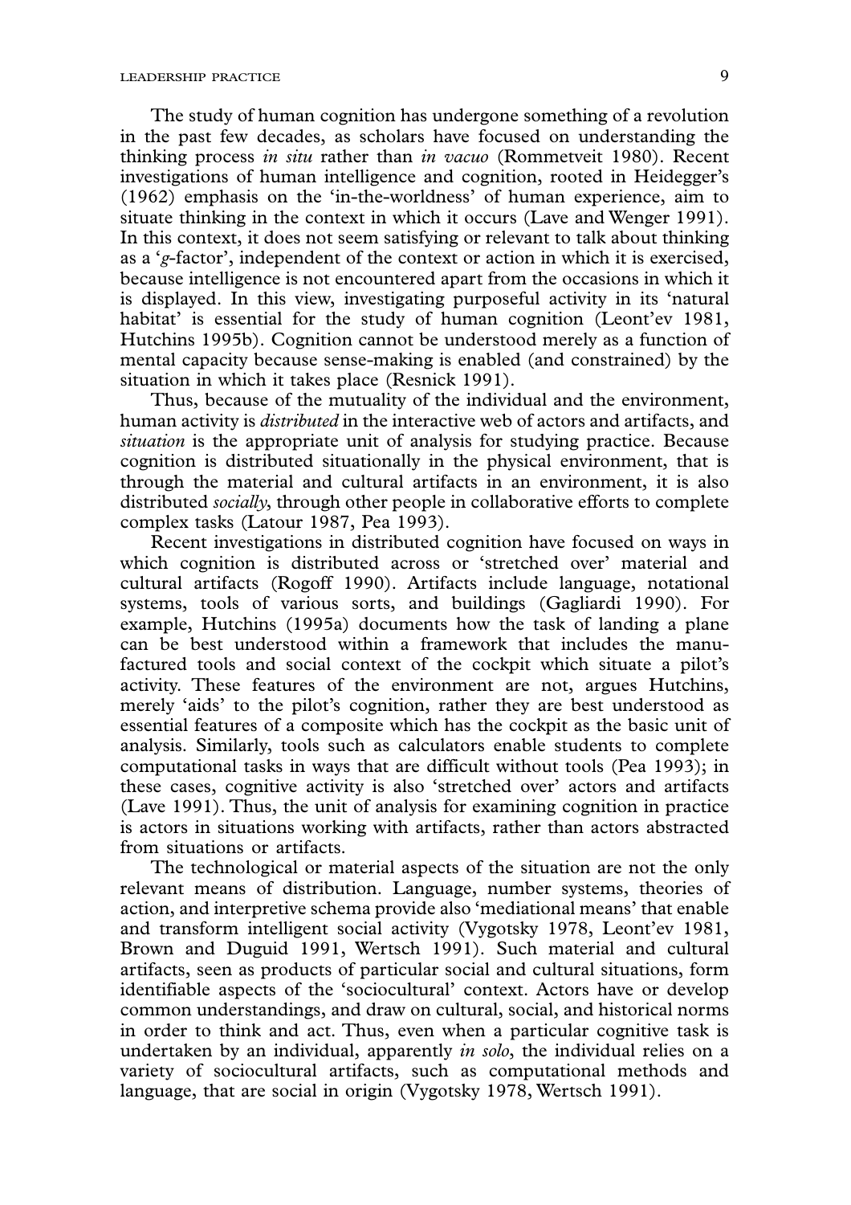The study of human cognition has undergone something of a revolution in the past few decades, as scholars have focused on understanding the thinking process *in situ* rather than *in vacuo* (Rommetveit 1980). Recent investigations of human intelligence and cognition, rooted in Heidegger's (1962) emphasis on the 'in-the-worldness' of human experience, aim to situate thinking in the context in which it occurs (Lave and Wenger 1991). In this context, it does not seem satisfying or relevant to talk about thinking as a '*g*-factor', independent of the context or action in which it is exercised, because intelligence is not encountered apart from the occasions in which it is displayed. In this view, investigating purposeful activity in its 'natural habitat' is essential for the study of human cognition (Leont'ev 1981, Hutchins 1995b). Cognition cannot be understood merely as a function of mental capacity because sense-making is enabled (and constrained) by the situation in which it takes place (Resnick 1991).

Thus, because of the mutuality of the individual and the environment, human activity is *distributed* in the interactive web of actors and artifacts, and *situation* is the appropriate unit of analysis for studying practice. Because cognition is distributed situationally in the physical environment, that is through the material and cultural artifacts in an environment, it is also distributed *socially*, through other people in collaborative efforts to complete complex tasks (Latour 1987, Pea 1993).

Recent investigations in distributed cognition have focused on ways in which cognition is distributed across or 'stretched over' material and cultural artifacts (Rogoff 1990). Artifacts include language, notational systems, tools of various sorts, and buildings (Gagliardi 1990). For example, Hutchins (1995a) documents how the task of landing a plane can be best understood within a framework that includes the manufactured tools and social context of the cockpit which situate a pilot's activity. These features of the environment are not, argues Hutchins, merely 'aids' to the pilot's cognition, rather they are best understood as essential features of a composite which has the cockpit as the basic unit of analysis. Similarly, tools such as calculators enable students to complete computational tasks in ways that are difficult without tools (Pea 1993); in these cases, cognitive activity is also 'stretched over' actors and artifacts (Lave 1991). Thus, the unit of analysis for examining cognition in practice is actors in situations working with artifacts, rather than actors abstracted from situations or artifacts.

The technological or material aspects of the situation are not the only relevant means of distribution. Language, number systems, theories of action, and interpretive schema provide also 'mediational means' that enable and transform intelligent social activity (Vygotsky 1978, Leont'ev 1981, Brown and Duguid 1991, Wertsch 1991). Such material and cultural artifacts, seen as products of particular social and cultural situations, form identifiable aspects of the 'sociocultural' context. Actors have or develop common understandings, and draw on cultural, social, and historical norms in order to think and act. Thus, even when a particular cognitive task is undertaken by an individual, apparently *in solo*, the individual relies on a variety of sociocultural artifacts, such as computational methods and language, that are social in origin (Vygotsky 1978, Wertsch 1991).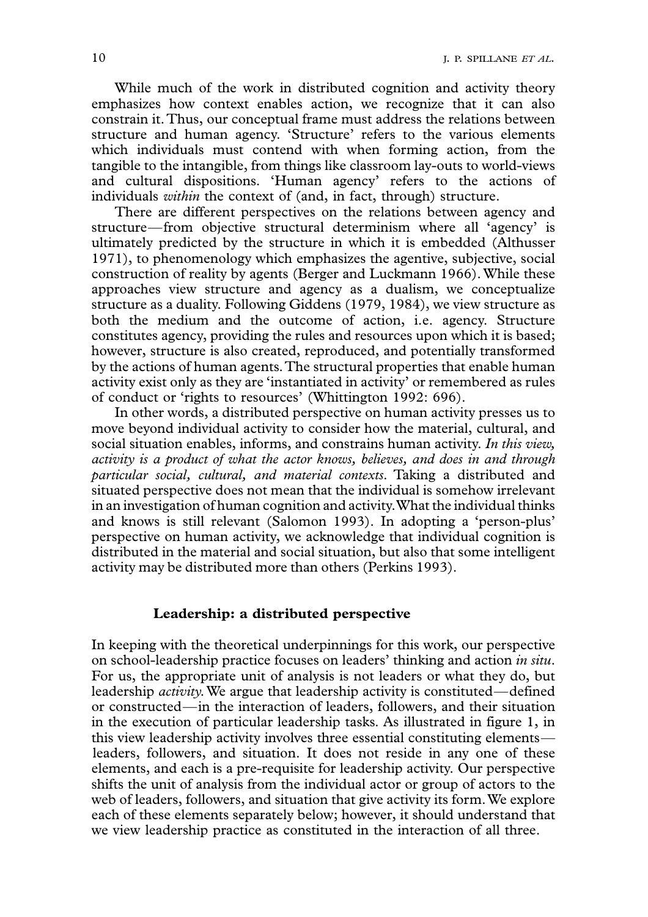While much of the work in distributed cognition and activity theory emphasizes how context enables action, we recognize that it can also constrain it. Thus, our conceptual frame must address the relations between structure and human agency. 'Structure' refers to the various elements which individuals must contend with when forming action, from the tangible to the intangible, from things like classroom lay-outs to world-views and cultural dispositions. 'Human agency' refers to the actions of individuals *within* the context of (and, in fact, through) structure.

There are different perspectives on the relations between agency and structure—from objective structural determinism where all 'agency' is ultimately predicted by the structure in which it is embedded (Althusser 1971), to phenomenology which emphasizes the agentive, subjective, social construction of reality by agents (Berger and Luckmann 1966). While these approaches view structure and agency as a dualism, we conceptualize structure as a duality. Following Giddens (1979, 1984), we view structure as both the medium and the outcome of action, i.e. agency. Structure constitutes agency, providing the rules and resources upon which it is based; however, structure is also created, reproduced, and potentially transformed by the actions of human agents. The structural properties that enable human activity exist only as they are 'instantiated in activity' or remembered as rules of conduct or 'rights to resources' (Whittington 1992: 696).

In other words, a distributed perspective on human activity presses us to move beyond individual activity to consider how the material, cultural, and social situation enables, informs, and constrains human activity. *In this view, activity is a product of what the actor knows, believes, and does in and through particular social, cultural, and material contexts*. Taking a distributed and situated perspective does not mean that the individual is somehow irrelevant in an investigation of human cognition and activity. What the individual thinks and knows is still relevant (Salomon 1993). In adopting a 'person-plus' perspective on human activity, we acknowledge that individual cognition is distributed in the material and social situation, but also that some intelligent activity may be distributed more than others (Perkins 1993).

## Leadership: a distributed perspective

In keeping with the theoretical underpinnings for this work, our perspective on school-leadership practice focuses on leaders' thinking and action *in situ*. For us, the appropriate unit of analysis is not leaders or what they do, but leadership *activity*. We argue that leadership activity is constituted—defined or constructed—in the interaction of leaders, followers, and their situation in the execution of particular leadership tasks. As illustrated in figure 1, in this view leadership activity involves three essential constituting elements—leaders, followers, and situation. It does not reside in any one of these elements, and each is a pre-requisite for leadership activity. Our perspective shifts the unit of analysis from the individual actor or group of actors to the web of leaders, followers, and situation that give activity its form. We explore each of these elements separately below; however, it should understand that we view leadership practice as constituted in the interaction of all three.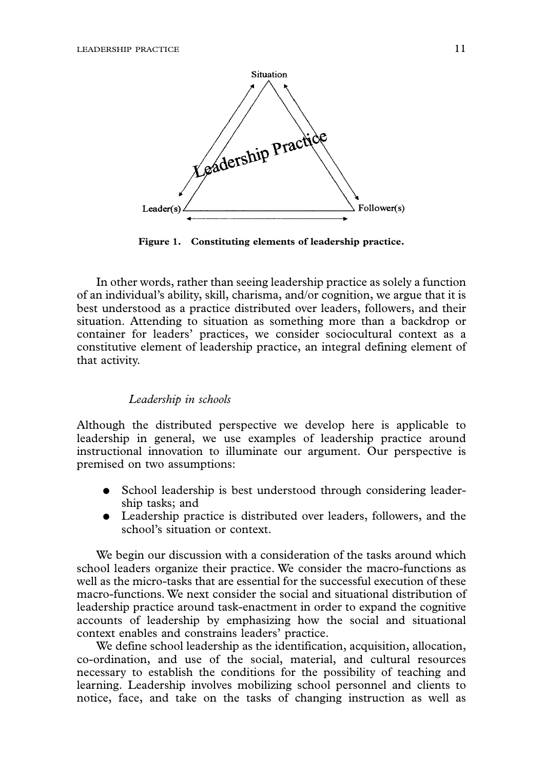**Figure 1. Constituting elements of leadership practice.**

In other words, rather than seeing leadership practice as solely a function of an individual's ability, skill, charisma, and/or cognition, we argue that it is best understood as a practice distributed over leaders, followers, and their situation. Attending to situation as something more than a backdrop or container for leaders' practices, we consider sociocultural context as a constitutive element of leadership practice, an integral defining element of that activity.

### *Leadership in schools*

Although the distributed perspective we develop here is applicable to leadership in general, we use examples of leadership practice around instructional innovation to illuminate our argument. Our perspective is premised on two assumptions:

- School leadership is best understood through considering leadership tasks; and
- Leadership practice is distributed over leaders, followers, and the school's situation or context.

We begin our discussion with a consideration of the tasks around which school leaders organize their practice. We consider the macro-functions as well as the micro-tasks that are essential for the successful execution of these macro-functions. We next consider the social and situational distribution of leadership practice around task-enactment in order to expand the cognitive accounts of leadership by emphasizing how the social and situational context enables and constrains leaders' practice.

We define school leadership as the identification, acquisition, allocation, co-ordination, and use of the social, material, and cultural resources necessary to establish the conditions for the possibility of teaching and learning. Leadership involves mobilizing school personnel and clients to notice, face, and take on the tasks of changing instruction as well as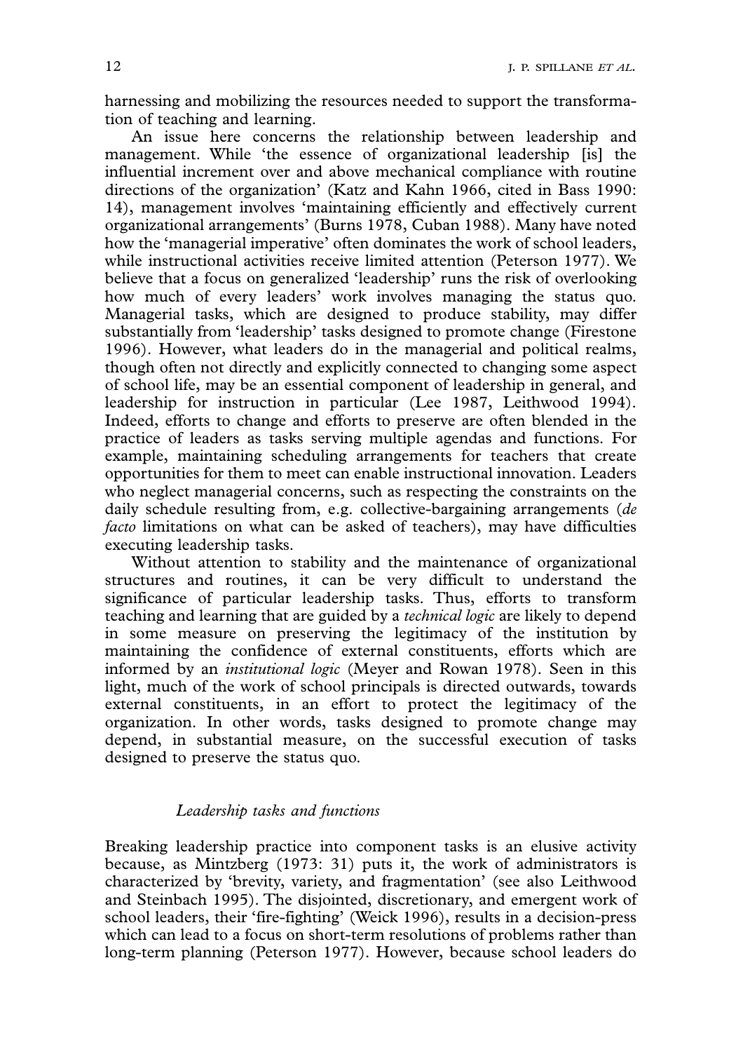harnessing and mobilizing the resources needed to support the transformation of teaching and learning.

An issue here concerns the relationship between leadership and management. While 'the essence of organizational leadership [is] the influential increment over and above mechanical compliance with routine directions of the organization' (Katz and Kahn 1966, cited in Bass 1990: 14), management involves 'maintaining efficiently and effectively current organizational arrangements' (Burns 1978, Cuban 1988). Many have noted how the 'managerial imperative' often dominates the work of school leaders, while instructional activities receive limited attention (Peterson 1977). We believe that a focus on generalized 'leadership' runs the risk of overlooking how much of every leaders' work involves managing the status quo. Managerial tasks, which are designed to produce stability, may differ substantially from 'leadership' tasks designed to promote change (Firestone 1996). However, what leaders do in the managerial and political realms, though often not directly and explicitly connected to changing some aspect of school life, may be an essential component of leadership in general, and leadership for instruction in particular (Lee 1987, Leithwood 1994). Indeed, efforts to change and efforts to preserve are often blended in the practice of leaders as tasks serving multiple agendas and functions. For example, maintaining scheduling arrangements for teachers that create opportunities for them to meet can enable instructional innovation. Leaders who neglect managerial concerns, such as respecting the constraints on the daily schedule resulting from, e.g. collective-bargaining arrangements (*de facto* limitations on what can be asked of teachers), may have difficulties executing leadership tasks.

Without attention to stability and the maintenance of organizational structures and routines, it can be very difficult to understand the significance of particular leadership tasks. Thus, efforts to transform teaching and learning that are guided by a *technical logic* are likely to depend in some measure on preserving the legitimacy of the institution by maintaining the confidence of external constituents, efforts which are informed by an *institutional logic* (Meyer and Rowan 1978). Seen in this light, much of the work of school principals is directed outwards, towards external constituents, in an effort to protect the legitimacy of the organization. In other words, tasks designed to promote change may depend, in substantial measure, on the successful execution of tasks designed to preserve the status quo.

### *Leadership tasks and functions*

Breaking leadership practice into component tasks is an elusive activity because, as Mintzberg (1973: 31) puts it, the work of administrators is characterized by 'brevity, variety, and fragmentation' (see also Leithwood and Steinbach 1995). The disjointed, discretionary, and emergent work of school leaders, their 'fire-fighting' (Weick 1996), results in a decision-press which can lead to a focus on short-term resolutions of problems rather than long-term planning (Peterson 1977). However, because school leaders do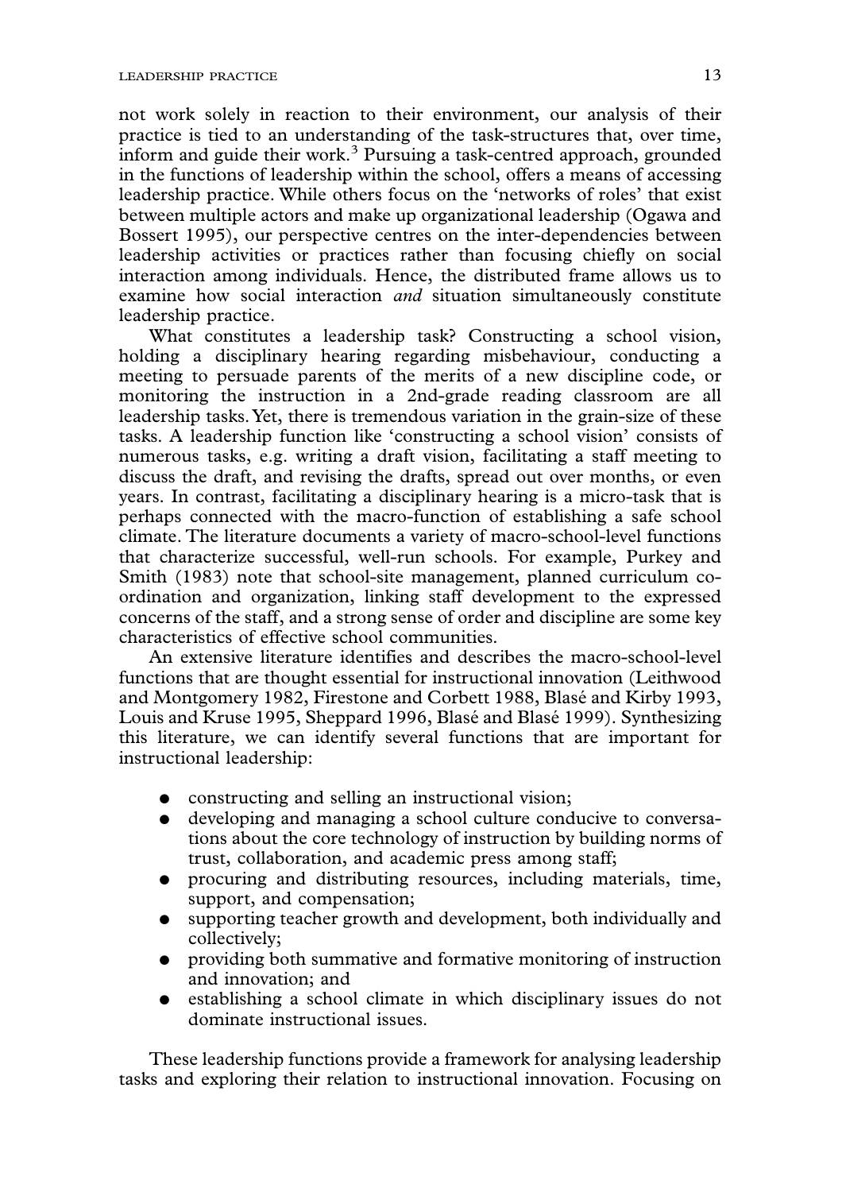not work solely in reaction to their environment, our analysis of their practice is tied to an understanding of the task-structures that, over time, inform and guide their work.[3] Pursuing a task-centred approach, grounded in the functions of leadership within the school, offers a means of accessing leadership practice. While others focus on the 'networks of roles' that exist between multiple actors and make up organizational leadership (Ogawa and Bossert 1995), our perspective centres on the inter-dependencies between leadership activities or practices rather than focusing chiefly on social interaction among individuals. Hence, the distributed frame allows us to examine how social interaction *and* situation simultaneously constitute leadership practice.

What constitutes a leadership task? Constructing a school vision, holding a disciplinary hearing regarding misbehaviour, conducting a meeting to persuade parents of the merits of a new discipline code, or monitoring the instruction in a 2nd-grade reading classroom are all leadership tasks. Yet, there is tremendous variation in the grain-size of these tasks. A leadership function like 'constructing a school vision' consists of numerous tasks, e.g. writing a draft vision, facilitating a staff meeting to discuss the draft, and revising the drafts, spread out over months, or even years. In contrast, facilitating a disciplinary hearing is a micro-task that is perhaps connected with the macro-function of establishing a safe school climate. The literature documents a variety of macro-school-level functions that characterize successful, well-run schools. For example, Purkey and Smith (1983) note that school-site management, planned curriculum co-ordination and organization, linking staff development to the expressed concerns of the staff, and a strong sense of order and discipline are some key characteristics of effective school communities.

An extensive literature identifies and describes the macro-school-level functions that are thought essential for instructional innovation (Leithwood and Montgomery 1982, Firestone and Corbett 1988, Blasé and Kirby 1993, Louis and Kruse 1995, Sheppard 1996, Blasé and Blasé 1999). Synthesizing this literature, we can identify several functions that are important for instructional leadership:

- constructing and selling an instructional vision;
- developing and managing a school culture conducive to conversations about the core technology of instruction by building norms of trust, collaboration, and academic press among staff;
- procuring and distributing resources, including materials, time, support, and compensation;
- supporting teacher growth and development, both individually and collectively;
- providing both summative and formative monitoring of instruction and innovation; and
- establishing a school climate in which disciplinary issues do not dominate instructional issues.

These leadership functions provide a framework for analysing leadership tasks and exploring their relation to instructional innovation. Focusing on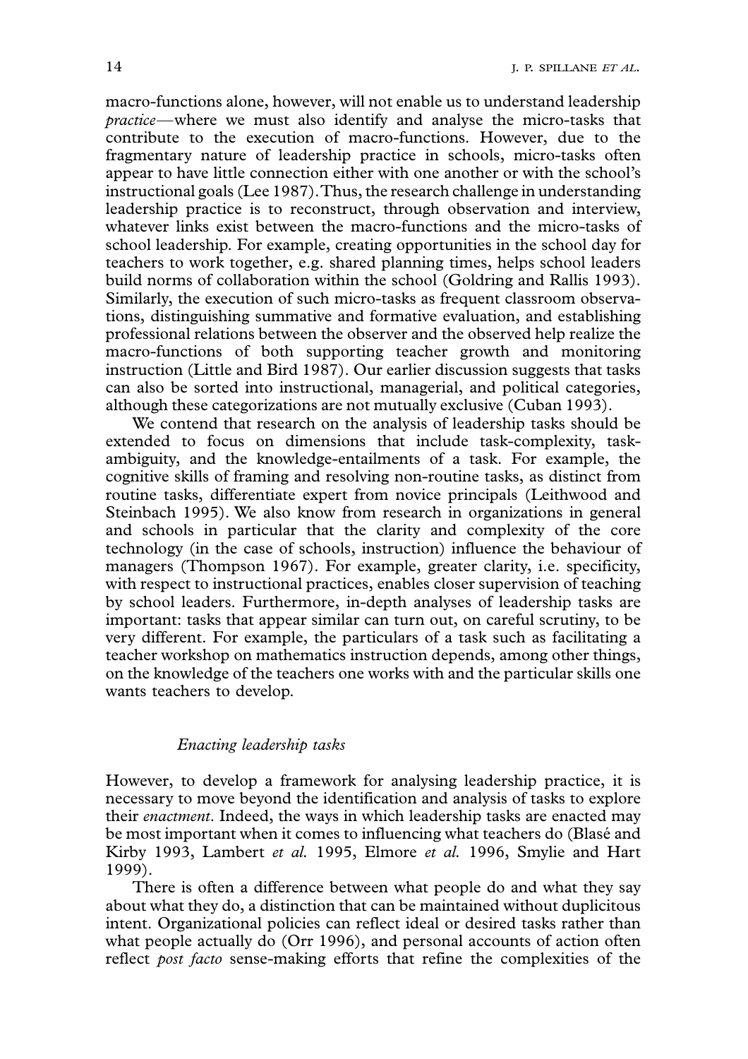macro-functions alone, however, will not enable us to understand leadership *practice*—where we must also identify and analyse the micro-tasks that contribute to the execution of macro-functions. However, due to the fragmentary nature of leadership practice in schools, micro-tasks often appear to have little connection either with one another or with the school's instructional goals (Lee 1987). Thus, the research challenge in understanding leadership practice is to reconstruct, through observation and interview, whatever links exist between the macro-functions and the micro-tasks of school leadership. For example, creating opportunities in the school day for teachers to work together, e.g. shared planning times, helps school leaders build norms of collaboration within the school (Goldring and Rallis 1993). Similarly, the execution of such micro-tasks as frequent classroom observations, distinguishing summative and formative evaluation, and establishing professional relations between the observer and the observed help realize the macro-functions of both supporting teacher growth and monitoring instruction (Little and Bird 1987). Our earlier discussion suggests that tasks can also be sorted into instructional, managerial, and political categories, although these categorizations are not mutually exclusive (Cuban 1993).

We contend that research on the analysis of leadership tasks should be extended to focus on dimensions that include task-complexity, task-ambiguity, and the knowledge-entailments of a task. For example, the cognitive skills of framing and resolving non-routine tasks, as distinct from routine tasks, differentiate expert from novice principals (Leithwood and Steinbach 1995). We also know from research in organizations in general and schools in particular that the clarity and complexity of the core technology (in the case of schools, instruction) influence the behaviour of managers (Thompson 1967). For example, greater clarity, i.e. specificity, with respect to instructional practices, enables closer supervision of teaching by school leaders. Furthermore, in-depth analyses of leadership tasks are important: tasks that appear similar can turn out, on careful scrutiny, to be very different. For example, the particulars of a task such as facilitating a teacher workshop on mathematics instruction depends, among other things, on the knowledge of the teachers one works with and the particular skills one wants teachers to develop.

### *Enacting leadership tasks*

However, to develop a framework for analysing leadership practice, it is necessary to move beyond the identification and analysis of tasks to explore their *enactment*. Indeed, the ways in which leadership tasks are enacted may be most important when it comes to influencing what teachers do (Blasé and Kirby 1993, Lambert *et al.* 1995, Elmore *et al.* 1996, Smylie and Hart 1999).

There is often a difference between what people do and what they say about what they do, a distinction that can be maintained without duplicitous intent. Organizational policies can reflect ideal or desired tasks rather than what people actually do (Orr 1996), and personal accounts of action often reflect *post facto* sense-making efforts that refine the complexities of the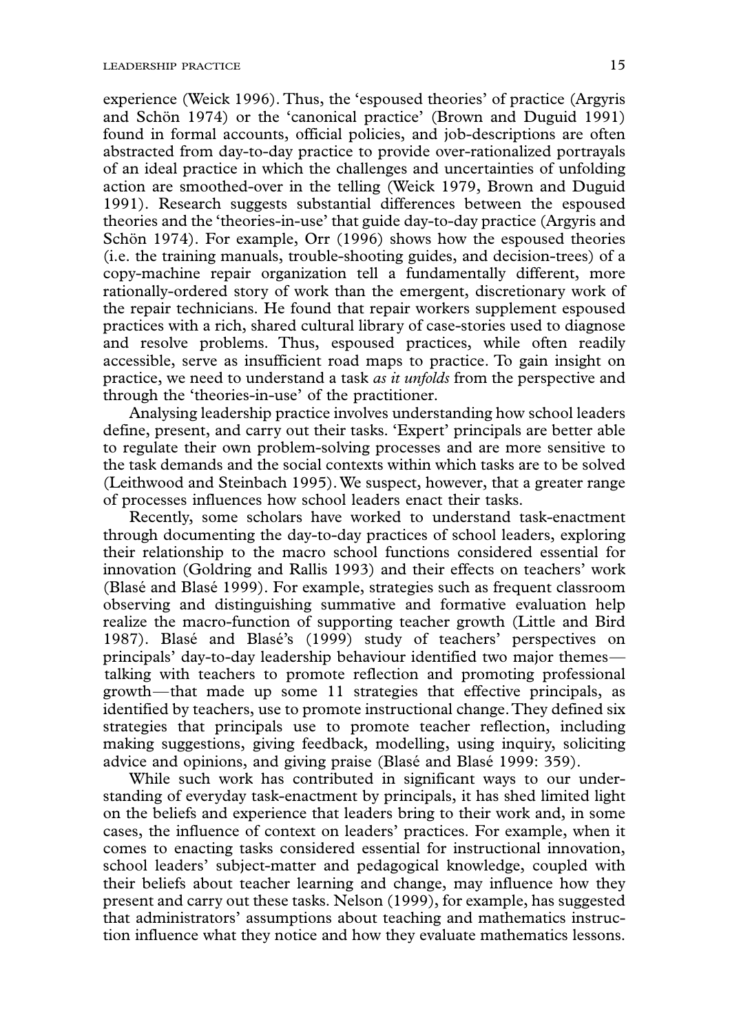experience (Weick 1996). Thus, the 'espoused theories' of practice (Argyris and Schön 1974) or the 'canonical practice' (Brown and Duguid 1991) found in formal accounts, official policies, and job-descriptions are often abstracted from day-to-day practice to provide over-rationalized portrayals of an ideal practice in which the challenges and uncertainties of unfolding action are smoothed-over in the telling (Weick 1979, Brown and Duguid 1991). Research suggests substantial differences between the espoused theories and the 'theories-in-use' that guide day-to-day practice (Argyris and Schön 1974). For example, Orr (1996) shows how the espoused theories (i.e. the training manuals, trouble-shooting guides, and decision-trees) of a copy-machine repair organization tell a fundamentally different, more rationally-ordered story of work than the emergent, discretionary work of the repair technicians. He found that repair workers supplement espoused practices with a rich, shared cultural library of case-stories used to diagnose and resolve problems. Thus, espoused practices, while often readily accessible, serve as insufficient road maps to practice. To gain insight on practice, we need to understand a task *as it unfolds* from the perspective and through the 'theories-in-use' of the practitioner.

Analysing leadership practice involves understanding how school leaders define, present, and carry out their tasks. 'Expert' principals are better able to regulate their own problem-solving processes and are more sensitive to the task demands and the social contexts within which tasks are to be solved (Leithwood and Steinbach 1995). We suspect, however, that a greater range of processes influences how school leaders enact their tasks.

Recently, some scholars have worked to understand task-enactment through documenting the day-to-day practices of school leaders, exploring their relationship to the macro school functions considered essential for innovation (Goldring and Rallis 1993) and their effects on teachers' work (Blasé and Blasé 1999). For example, strategies such as frequent classroom observing and distinguishing summative and formative evaluation help realize the macro-function of supporting teacher growth (Little and Bird 1987). Blasé and Blasé's (1999) study of teachers' perspectives on principals' day-to-day leadership behaviour identified two major themes—talking with teachers to promote reflection and promoting professional growth—that made up some 11 strategies that effective principals, as identified by teachers, use to promote instructional change. They defined six strategies that principals use to promote teacher reflection, including making suggestions, giving feedback, modelling, using inquiry, soliciting advice and opinions, and giving praise (Blasé and Blasé 1999: 359).

While such work has contributed in significant ways to our understanding of everyday task-enactment by principals, it has shed limited light on the beliefs and experience that leaders bring to their work and, in some cases, the influence of context on leaders' practices. For example, when it comes to enacting tasks considered essential for instructional innovation, school leaders' subject-matter and pedagogical knowledge, coupled with their beliefs about teacher learning and change, may influence how they present and carry out these tasks. Nelson (1999), for example, has suggested that administrators' assumptions about teaching and mathematics instruction influence what they notice and how they evaluate mathematics lessons.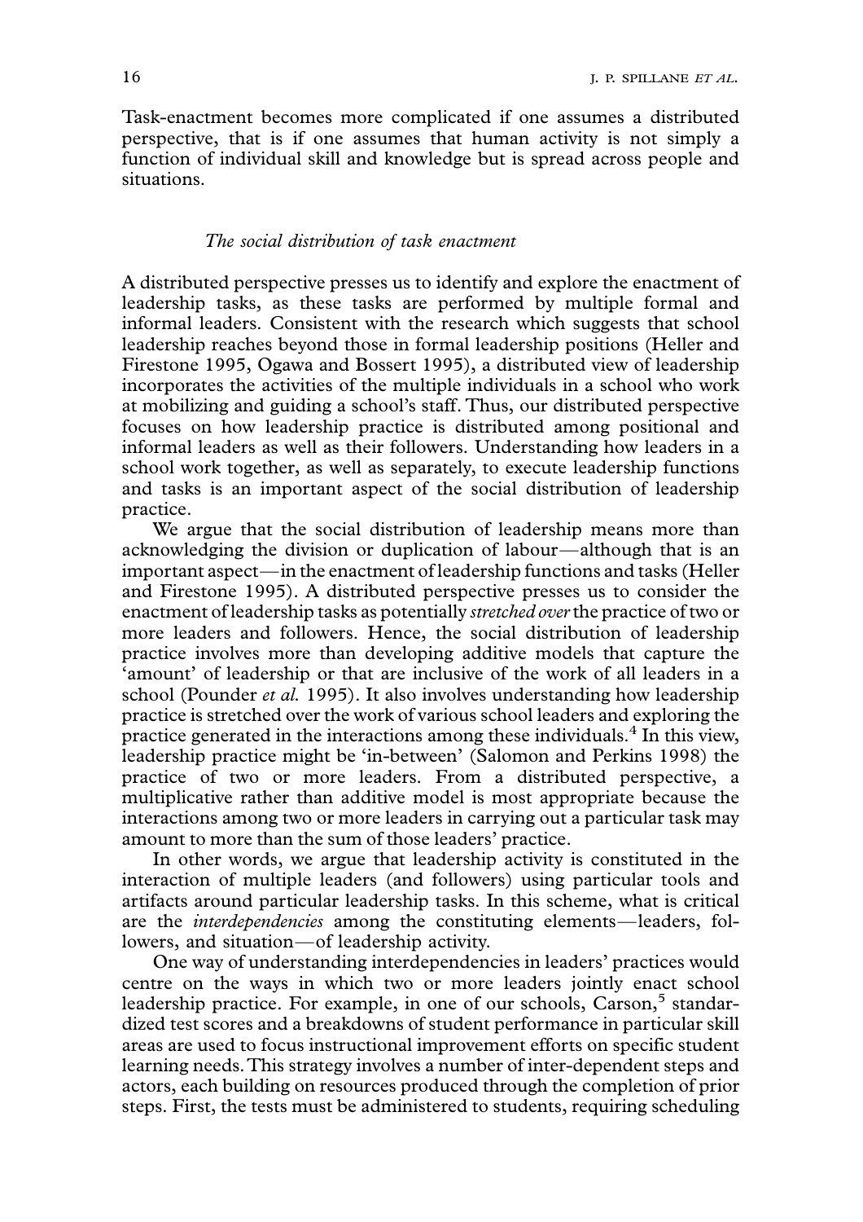Task-enactment becomes more complicated if one assumes a distributed perspective, that is if one assumes that human activity is not simply a function of individual skill and knowledge but is spread across people and situations.

### *The social distribution of task enactment*

A distributed perspective presses us to identify and explore the enactment of leadership tasks, as these tasks are performed by multiple formal and informal leaders. Consistent with the research which suggests that school leadership reaches beyond those in formal leadership positions (Heller and Firestone 1995, Ogawa and Bossert 1995), a distributed view of leadership incorporates the activities of the multiple individuals in a school who work at mobilizing and guiding a school's staff. Thus, our distributed perspective focuses on how leadership practice is distributed among positional and informal leaders as well as their followers. Understanding how leaders in a school work together, as well as separately, to execute leadership functions and tasks is an important aspect of the social distribution of leadership practice.

We argue that the social distribution of leadership means more than acknowledging the division or duplication of labour—although that is an important aspect—in the enactment of leadership functions and tasks (Heller and Firestone 1995). A distributed perspective presses us to consider the enactment of leadership tasks as potentially *stretched over* the practice of two or more leaders and followers. Hence, the social distribution of leadership practice involves more than developing additive models that capture the 'amount' of leadership or that are inclusive of the work of all leaders in a school (Pounder *et al.* 1995). It also involves understanding how leadership practice is stretched over the work of various school leaders and exploring the practice generated in the interactions among these individuals.[4] In this view, leadership practice might be 'in-between' (Salomon and Perkins 1998) the practice of two or more leaders. From a distributed perspective, a multiplicative rather than additive model is most appropriate because the interactions among two or more leaders in carrying out a particular task may amount to more than the sum of those leaders' practice.

In other words, we argue that leadership activity is constituted in the interaction of multiple leaders (and followers) using particular tools and artifacts around particular leadership tasks. In this scheme, what is critical are the *interdependencies* among the constituting elements—leaders, followers, and situation—of leadership activity.

One way of understanding interdependencies in leaders' practices would centre on the ways in which two or more leaders jointly enact school leadership practice. For example, in one of our schools, Carson,[5] standardized test scores and a breakdowns of student performance in particular skill areas are used to focus instructional improvement efforts on specific student learning needs. This strategy involves a number of inter-dependent steps and actors, each building on resources produced through the completion of prior steps. First, the tests must be administered to students, requiring scheduling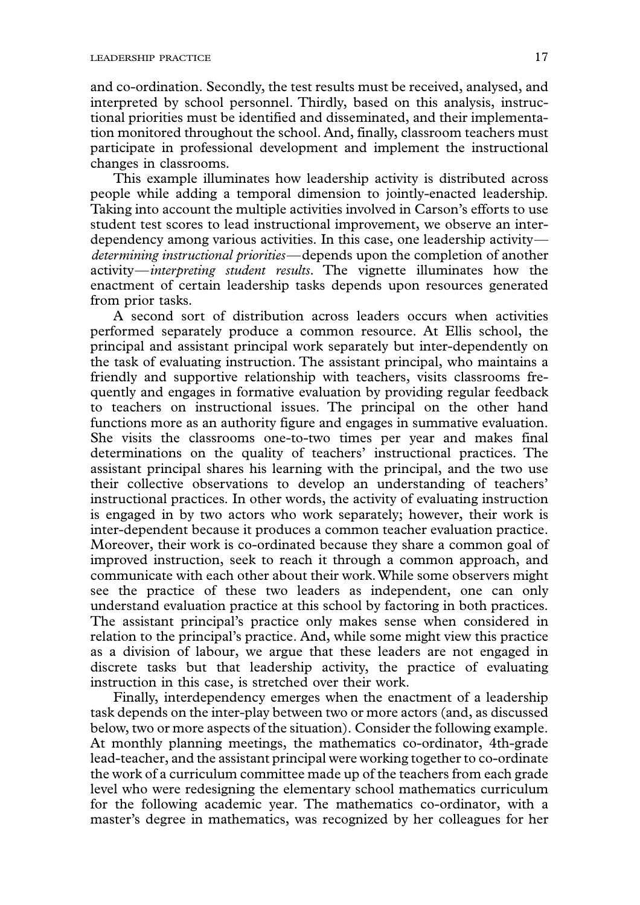and co-ordination. Secondly, the test results must be received, analysed, and interpreted by school personnel. Thirdly, based on this analysis, instructional priorities must be identified and disseminated, and their implementation monitored throughout the school. And, finally, classroom teachers must participate in professional development and implement the instructional changes in classrooms.

This example illuminates how leadership activity is distributed across people while adding a temporal dimension to jointly-enacted leadership. Taking into account the multiple activities involved in Carson's efforts to use student test scores to lead instructional improvement, we observe an interdependency among various activities. In this case, one leadership activity—*determining instructional priorities*—depends upon the completion of another activity—*interpreting student results*. The vignette illuminates how the enactment of certain leadership tasks depends upon resources generated from prior tasks.

A second sort of distribution across leaders occurs when activities performed separately produce a common resource. At Ellis school, the principal and assistant principal work separately but inter-dependently on the task of evaluating instruction. The assistant principal, who maintains a friendly and supportive relationship with teachers, visits classrooms frequently and engages in formative evaluation by providing regular feedback to teachers on instructional issues. The principal on the other hand functions more as an authority figure and engages in summative evaluation. She visits the classrooms one-to-two times per year and makes final determinations on the quality of teachers' instructional practices. The assistant principal shares his learning with the principal, and the two use their collective observations to develop an understanding of teachers' instructional practices. In other words, the activity of evaluating instruction is engaged in by two actors who work separately; however, their work is inter-dependent because it produces a common teacher evaluation practice. Moreover, their work is co-ordinated because they share a common goal of improved instruction, seek to reach it through a common approach, and communicate with each other about their work. While some observers might see the practice of these two leaders as independent, one can only understand evaluation practice at this school by factoring in both practices. The assistant principal's practice only makes sense when considered in relation to the principal's practice. And, while some might view this practice as a division of labour, we argue that these leaders are not engaged in discrete tasks but that leadership activity, the practice of evaluating instruction in this case, is stretched over their work.

Finally, interdependency emerges when the enactment of a leadership task depends on the inter-play between two or more actors (and, as discussed below, two or more aspects of the situation). Consider the following example. At monthly planning meetings, the mathematics co-ordinator, 4th-grade lead-teacher, and the assistant principal were working together to co-ordinate the work of a curriculum committee made up of the teachers from each grade level who were redesigning the elementary school mathematics curriculum for the following academic year. The mathematics co-ordinator, with a master's degree in mathematics, was recognized by her colleagues for her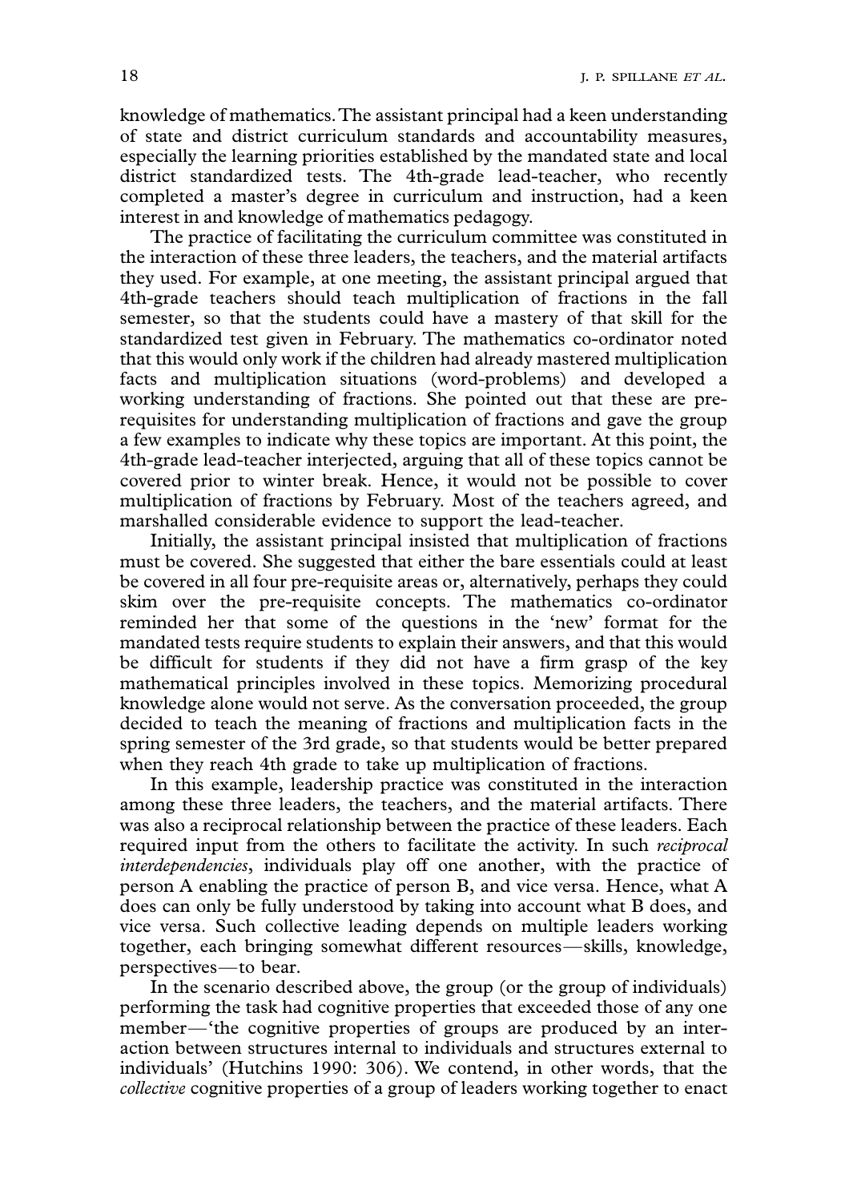knowledge of mathematics. The assistant principal had a keen understanding of state and district curriculum standards and accountability measures, especially the learning priorities established by the mandated state and local district standardized tests. The 4th-grade lead-teacher, who recently completed a master's degree in curriculum and instruction, had a keen interest in and knowledge of mathematics pedagogy.

The practice of facilitating the curriculum committee was constituted in the interaction of these three leaders, the teachers, and the material artifacts they used. For example, at one meeting, the assistant principal argued that 4th-grade teachers should teach multiplication of fractions in the fall semester, so that the students could have a mastery of that skill for the standardized test given in February. The mathematics co-ordinator noted that this would only work if the children had already mastered multiplication facts and multiplication situations (word-problems) and developed a working understanding of fractions. She pointed out that these are pre-requisites for understanding multiplication of fractions and gave the group a few examples to indicate why these topics are important. At this point, the 4th-grade lead-teacher interjected, arguing that all of these topics cannot be covered prior to winter break. Hence, it would not be possible to cover multiplication of fractions by February. Most of the teachers agreed, and marshalled considerable evidence to support the lead-teacher.

Initially, the assistant principal insisted that multiplication of fractions must be covered. She suggested that either the bare essentials could at least be covered in all four pre-requisite areas or, alternatively, perhaps they could skim over the pre-requisite concepts. The mathematics co-ordinator reminded her that some of the questions in the 'new' format for the mandated tests require students to explain their answers, and that this would be difficult for students if they did not have a firm grasp of the key mathematical principles involved in these topics. Memorizing procedural knowledge alone would not serve. As the conversation proceeded, the group decided to teach the meaning of fractions and multiplication facts in the spring semester of the 3rd grade, so that students would be better prepared when they reach 4th grade to take up multiplication of fractions.

In this example, leadership practice was constituted in the interaction among these three leaders, the teachers, and the material artifacts. There was also a reciprocal relationship between the practice of these leaders. Each required input from the others to facilitate the activity. In such *reciprocal interdependencies*, individuals play off one another, with the practice of person A enabling the practice of person B, and vice versa. Hence, what A does can only be fully understood by taking into account what B does, and vice versa. Such collective leading depends on multiple leaders working together, each bringing somewhat different resources—skills, knowledge, perspectives—to bear.

In the scenario described above, the group (or the group of individuals) performing the task had cognitive properties that exceeded those of any one member—'the cognitive properties of groups are produced by an interaction between structures internal to individuals and structures external to individuals' (Hutchins 1990: 306). We contend, in other words, that the *collective* cognitive properties of a group of leaders working together to enact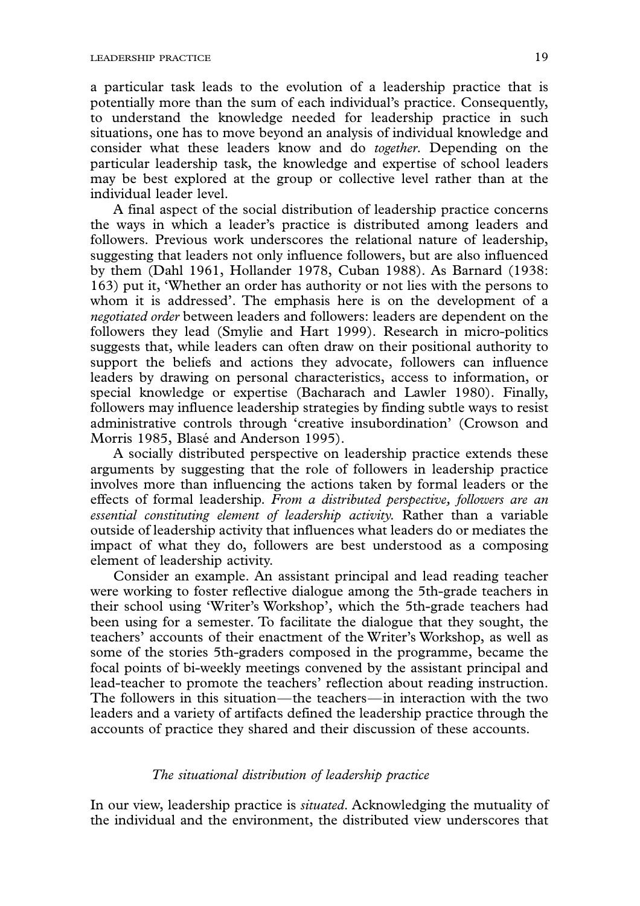a particular task leads to the evolution of a leadership practice that is potentially more than the sum of each individual's practice. Consequently, to understand the knowledge needed for leadership practice in such situations, one has to move beyond an analysis of individual knowledge and consider what these leaders know and do *together*. Depending on the particular leadership task, the knowledge and expertise of school leaders may be best explored at the group or collective level rather than at the individual leader level.

A final aspect of the social distribution of leadership practice concerns the ways in which a leader's practice is distributed among leaders and followers. Previous work underscores the relational nature of leadership, suggesting that leaders not only influence followers, but are also influenced by them (Dahl 1961, Hollander 1978, Cuban 1988). As Barnard (1938: 163) put it, 'Whether an order has authority or not lies with the persons to whom it is addressed'. The emphasis here is on the development of a *negotiated order* between leaders and followers: leaders are dependent on the followers they lead (Smylie and Hart 1999). Research in micro-politics suggests that, while leaders can often draw on their positional authority to support the beliefs and actions they advocate, followers can influence leaders by drawing on personal characteristics, access to information, or special knowledge or expertise (Bacharach and Lawler 1980). Finally, followers may influence leadership strategies by finding subtle ways to resist administrative controls through 'creative insubordination' (Crowson and Morris 1985, Blasé and Anderson 1995).

A socially distributed perspective on leadership practice extends these arguments by suggesting that the role of followers in leadership practice involves more than influencing the actions taken by formal leaders or the effects of formal leadership. *From a distributed perspective, followers are an essential constituting element of leadership activity.* Rather than a variable outside of leadership activity that influences what leaders do or mediates the impact of what they do, followers are best understood as a composing element of leadership activity.

Consider an example. An assistant principal and lead reading teacher were working to foster reflective dialogue among the 5th-grade teachers in their school using 'Writer's Workshop', which the 5th-grade teachers had been using for a semester. To facilitate the dialogue that they sought, the teachers' accounts of their enactment of the Writer's Workshop, as well as some of the stories 5th-graders composed in the programme, became the focal points of bi-weekly meetings convened by the assistant principal and lead-teacher to promote the teachers' reflection about reading instruction. The followers in this situation—the teachers—in interaction with the two leaders and a variety of artifacts defined the leadership practice through the accounts of practice they shared and their discussion of these accounts.

### *The situational distribution of leadership practice*

In our view, leadership practice is *situated*. Acknowledging the mutuality of the individual and the environment, the distributed view underscores that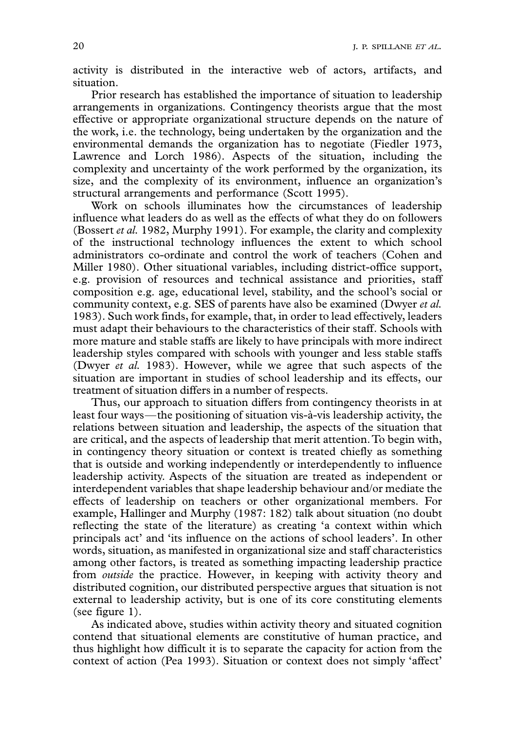activity is distributed in the interactive web of actors, artifacts, and situation.

Prior research has established the importance of situation to leadership arrangements in organizations. Contingency theorists argue that the most effective or appropriate organizational structure depends on the nature of the work, i.e. the technology, being undertaken by the organization and the environmental demands the organization has to negotiate (Fiedler 1973, Lawrence and Lorch 1986). Aspects of the situation, including the complexity and uncertainty of the work performed by the organization, its size, and the complexity of its environment, influence an organization's structural arrangements and performance (Scott 1995).

Work on schools illuminates how the circumstances of leadership influence what leaders do as well as the effects of what they do on followers (Bossert *et al.* 1982, Murphy 1991). For example, the clarity and complexity of the instructional technology influences the extent to which school administrators co-ordinate and control the work of teachers (Cohen and Miller 1980). Other situational variables, including district-office support, e.g. provision of resources and technical assistance and priorities, staff composition e.g. age, educational level, stability, and the school's social or community context, e.g. SES of parents have also be examined (Dwyer *et al.* 1983). Such work finds, for example, that, in order to lead effectively, leaders must adapt their behaviours to the characteristics of their staff. Schools with more mature and stable staffs are likely to have principals with more indirect leadership styles compared with schools with younger and less stable staffs (Dwyer *et al.* 1983). However, while we agree that such aspects of the situation are important in studies of school leadership and its effects, our treatment of situation differs in a number of respects.

Thus, our approach to situation differs from contingency theorists in at least four ways—the positioning of situation vis-à-vis leadership activity, the relations between situation and leadership, the aspects of the situation that are critical, and the aspects of leadership that merit attention. To begin with, in contingency theory situation or context is treated chiefly as something that is outside and working independently or interdependently to influence leadership activity. Aspects of the situation are treated as independent or interdependent variables that shape leadership behaviour and/or mediate the effects of leadership on teachers or other organizational members. For example, Hallinger and Murphy (1987: 182) talk about situation (no doubt reflecting the state of the literature) as creating 'a context within which principals act' and 'its influence on the actions of school leaders'. In other words, situation, as manifested in organizational size and staff characteristics among other factors, is treated as something impacting leadership practice from *outside* the practice. However, in keeping with activity theory and distributed cognition, our distributed perspective argues that situation is not external to leadership activity, but is one of its core constituting elements (see figure 1).

As indicated above, studies within activity theory and situated cognition contend that situational elements are constitutive of human practice, and thus highlight how difficult it is to separate the capacity for action from the context of action (Pea 1993). Situation or context does not simply 'affect'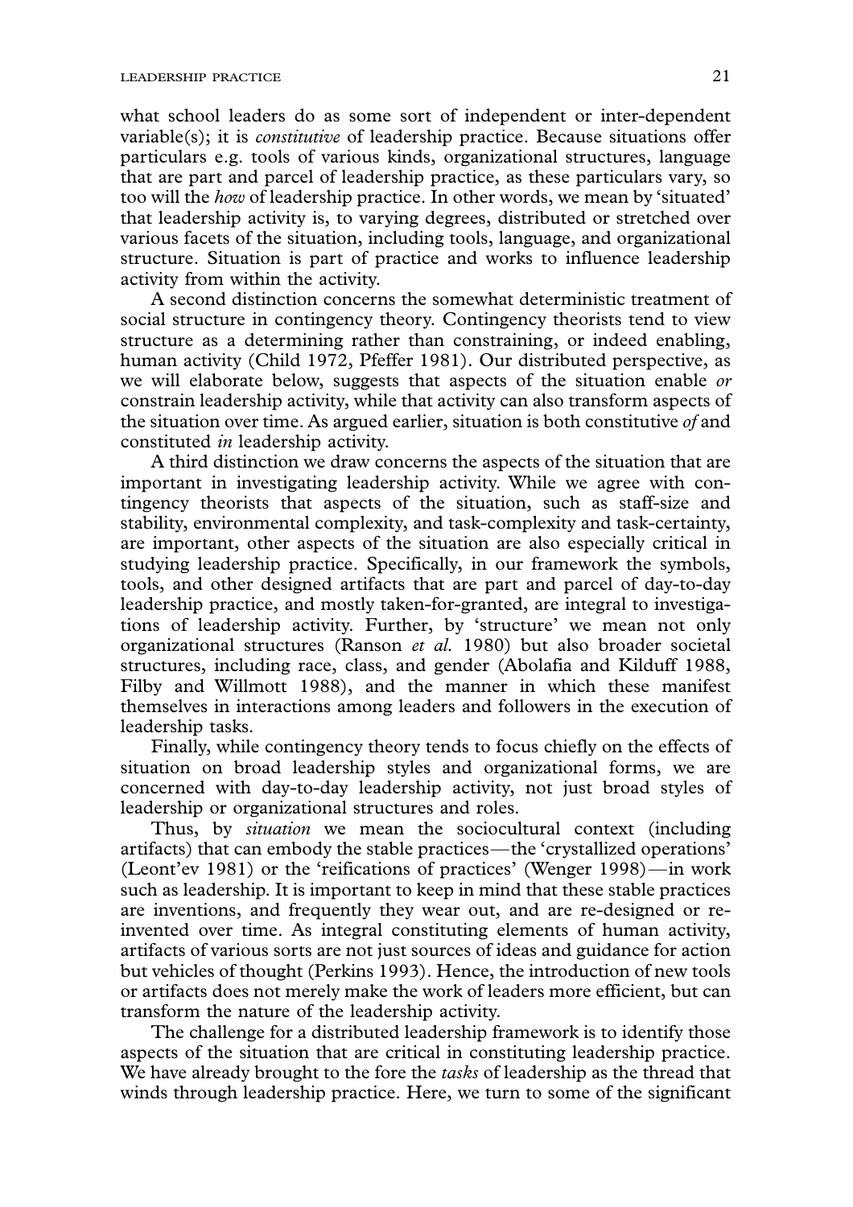what school leaders do as some sort of independent or inter-dependent variable(s); it is *constitutive* of leadership practice. Because situations offer particulars e.g. tools of various kinds, organizational structures, language that are part and parcel of leadership practice, as these particulars vary, so too will the *how* of leadership practice. In other words, we mean by 'situated' that leadership activity is, to varying degrees, distributed or stretched over various facets of the situation, including tools, language, and organizational structure. Situation is part of practice and works to influence leadership activity from within the activity.

A second distinction concerns the somewhat deterministic treatment of social structure in contingency theory. Contingency theorists tend to view structure as a determining rather than constraining, or indeed enabling, human activity (Child 1972, Pfeffer 1981). Our distributed perspective, as we will elaborate below, suggests that aspects of the situation enable *or* constrain leadership activity, while that activity can also transform aspects of the situation over time. As argued earlier, situation is both constitutive *of* and constituted *in* leadership activity.

A third distinction we draw concerns the aspects of the situation that are important in investigating leadership activity. While we agree with contingency theorists that aspects of the situation, such as staff-size and stability, environmental complexity, and task-complexity and task-certainty, are important, other aspects of the situation are also especially critical in studying leadership practice. Specifically, in our framework the symbols, tools, and other designed artifacts that are part and parcel of day-to-day leadership practice, and mostly taken-for-granted, are integral to investigations of leadership activity. Further, by 'structure' we mean not only organizational structures (Ranson *et al.* 1980) but also broader societal structures, including race, class, and gender (Abolafia and Kilduff 1988, Filby and Willmott 1988), and the manner in which these manifest themselves in interactions among leaders and followers in the execution of leadership tasks.

Finally, while contingency theory tends to focus chiefly on the effects of situation on broad leadership styles and organizational forms, we are concerned with day-to-day leadership activity, not just broad styles of leadership or organizational structures and roles.

Thus, by *situation* we mean the sociocultural context (including artifacts) that can embody the stable practices—the 'crystallized operations' (Leont'ev 1981) or the 'reifications of practices' (Wenger 1998)—in work such as leadership. It is important to keep in mind that these stable practices are inventions, and frequently they wear out, and are re-designed or re-invented over time. As integral constituting elements of human activity, artifacts of various sorts are not just sources of ideas and guidance for action but vehicles of thought (Perkins 1993). Hence, the introduction of new tools or artifacts does not merely make the work of leaders more efficient, but can transform the nature of the leadership activity.

The challenge for a distributed leadership framework is to identify those aspects of the situation that are critical in constituting leadership practice. We have already brought to the fore the *tasks* of leadership as the thread that winds through leadership practice. Here, we turn to some of the significant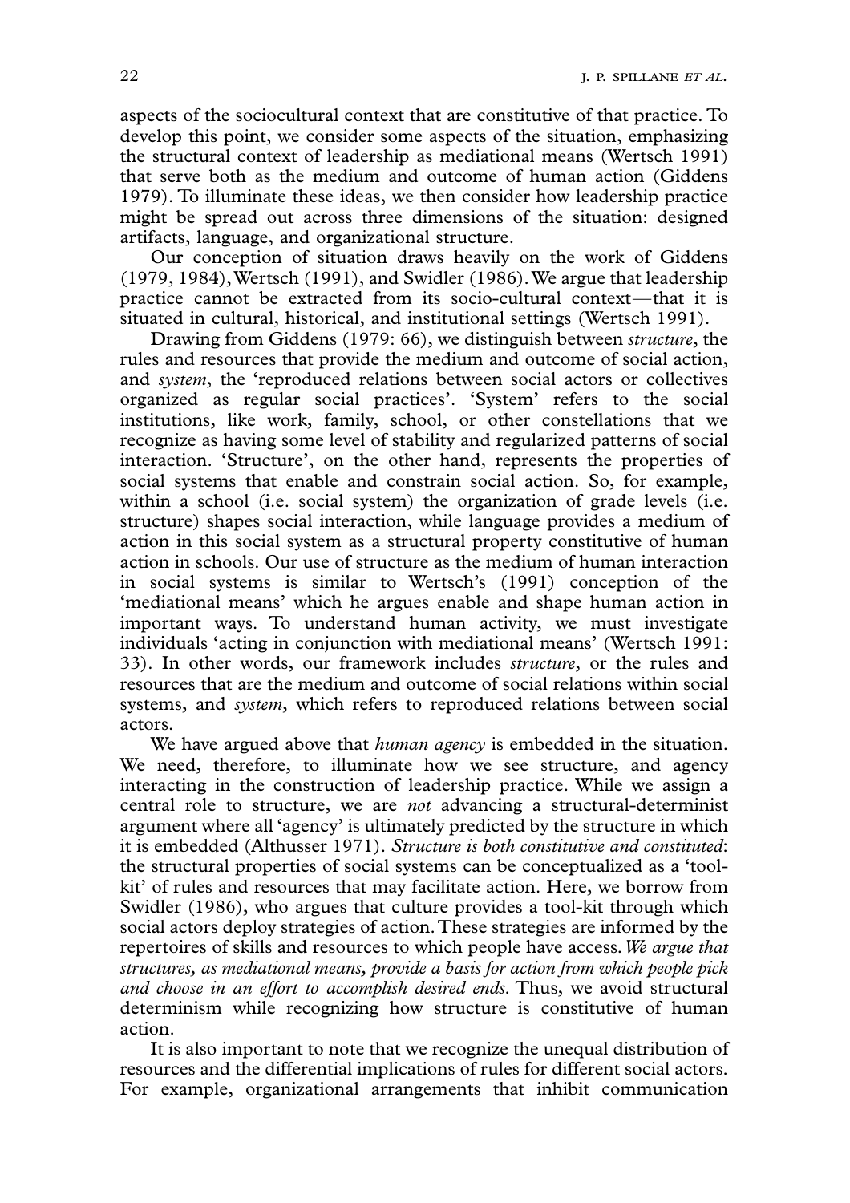aspects of the sociocultural context that are constitutive of that practice. To develop this point, we consider some aspects of the situation, emphasizing the structural context of leadership as mediational means (Wertsch 1991) that serve both as the medium and outcome of human action (Giddens 1979). To illuminate these ideas, we then consider how leadership practice might be spread out across three dimensions of the situation: designed artifacts, language, and organizational structure.

Our conception of situation draws heavily on the work of Giddens (1979, 1984), Wertsch (1991), and Swidler (1986). We argue that leadership practice cannot be extracted from its socio-cultural context—that it is situated in cultural, historical, and institutional settings (Wertsch 1991).

Drawing from Giddens (1979: 66), we distinguish between *structure*, the rules and resources that provide the medium and outcome of social action, and *system*, the 'reproduced relations between social actors or collectives organized as regular social practices'. 'System' refers to the social institutions, like work, family, school, or other constellations that we recognize as having some level of stability and regularized patterns of social interaction. 'Structure', on the other hand, represents the properties of social systems that enable and constrain social action. So, for example, within a school (i.e. social system) the organization of grade levels (i.e. structure) shapes social interaction, while language provides a medium of action in this social system as a structural property constitutive of human action in schools. Our use of structure as the medium of human interaction in social systems is similar to Wertsch's (1991) conception of the 'mediational means' which he argues enable and shape human action in important ways. To understand human activity, we must investigate individuals 'acting in conjunction with mediational means' (Wertsch 1991: 33). In other words, our framework includes *structure*, or the rules and resources that are the medium and outcome of social relations within social systems, and *system*, which refers to reproduced relations between social actors.

We have argued above that *human agency* is embedded in the situation. We need, therefore, to illuminate how we see structure, and agency interacting in the construction of leadership practice. While we assign a central role to structure, we are *not* advancing a structural-determinist argument where all 'agency' is ultimately predicted by the structure in which it is embedded (Althusser 1971). *Structure is both constitutive and constituted*: the structural properties of social systems can be conceptualized as a 'tool-kit' of rules and resources that may facilitate action. Here, we borrow from Swidler (1986), who argues that culture provides a tool-kit through which social actors deploy strategies of action. These strategies are informed by the repertoires of skills and resources to which people have access. *We argue that structures, as mediational means, provide a basis for action from which people pick and choose in an effort to accomplish desired ends*. Thus, we avoid structural determinism while recognizing how structure is constitutive of human action.

It is also important to note that we recognize the unequal distribution of resources and the differential implications of rules for different social actors. For example, organizational arrangements that inhibit communication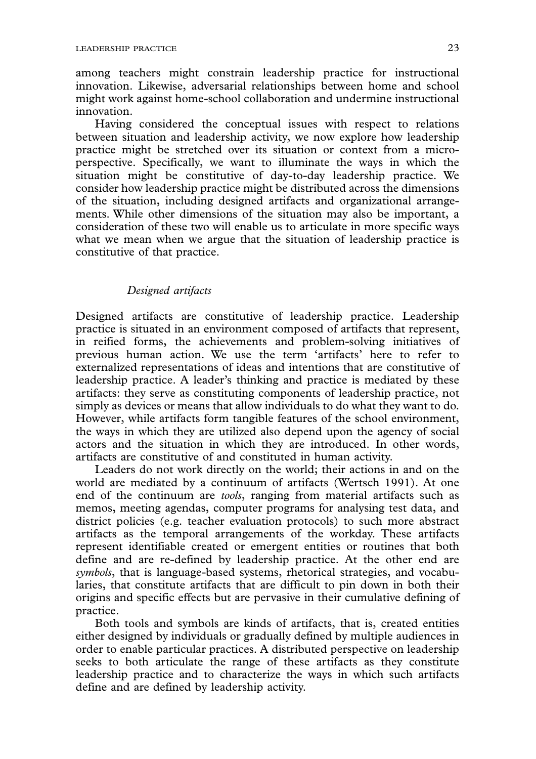among teachers might constrain leadership practice for instructional innovation. Likewise, adversarial relationships between home and school might work against home-school collaboration and undermine instructional innovation.

Having considered the conceptual issues with respect to relations between situation and leadership activity, we now explore how leadership practice might be stretched over its situation or context from a micro-perspective. Specifically, we want to illuminate the ways in which the situation might be constitutive of day-to-day leadership practice. We consider how leadership practice might be distributed across the dimensions of the situation, including designed artifacts and organizational arrangements. While other dimensions of the situation may also be important, a consideration of these two will enable us to articulate in more specific ways what we mean when we argue that the situation of leadership practice is constitutive of that practice.

### *Designed artifacts*

Designed artifacts are constitutive of leadership practice. Leadership practice is situated in an environment composed of artifacts that represent, in reified forms, the achievements and problem-solving initiatives of previous human action. We use the term 'artifacts' here to refer to externalized representations of ideas and intentions that are constitutive of leadership practice. A leader's thinking and practice is mediated by these artifacts: they serve as constituting components of leadership practice, not simply as devices or means that allow individuals to do what they want to do. However, while artifacts form tangible features of the school environment, the ways in which they are utilized also depend upon the agency of social actors and the situation in which they are introduced. In other words, artifacts are constitutive of and constituted in human activity.

Leaders do not work directly on the world; their actions in and on the world are mediated by a continuum of artifacts (Wertsch 1991). At one end of the continuum are *tools*, ranging from material artifacts such as memos, meeting agendas, computer programs for analysing test data, and district policies (e.g. teacher evaluation protocols) to such more abstract artifacts as the temporal arrangements of the workday. These artifacts represent identifiable created or emergent entities or routines that both define and are re-defined by leadership practice. At the other end are *symbols*, that is language-based systems, rhetorical strategies, and vocabularies, that constitute artifacts that are difficult to pin down in both their origins and specific effects but are pervasive in their cumulative defining of practice.

Both tools and symbols are kinds of artifacts, that is, created entities either designed by individuals or gradually defined by multiple audiences in order to enable particular practices. A distributed perspective on leadership seeks to both articulate the range of these artifacts as they constitute leadership practice and to characterize the ways in which such artifacts define and are defined by leadership activity.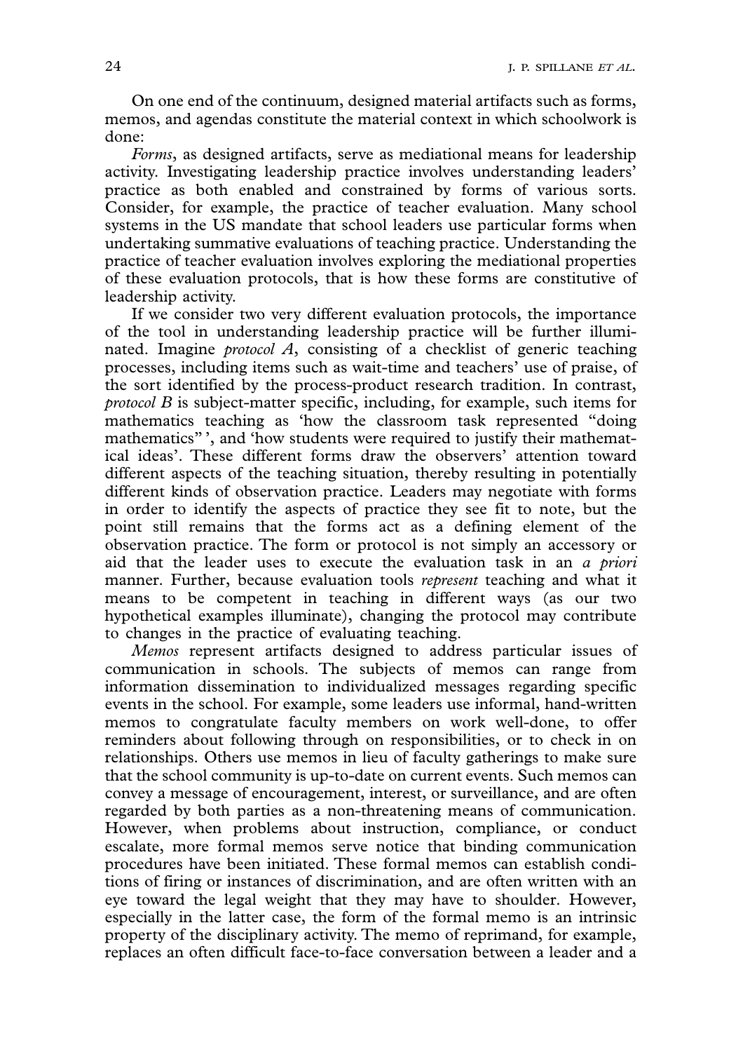On one end of the continuum, designed material artifacts such as forms, memos, and agendas constitute the material context in which schoolwork is done:

*Forms*, as designed artifacts, serve as mediational means for leadership activity. Investigating leadership practice involves understanding leaders' practice as both enabled and constrained by forms of various sorts. Consider, for example, the practice of teacher evaluation. Many school systems in the US mandate that school leaders use particular forms when undertaking summative evaluations of teaching practice. Understanding the practice of teacher evaluation involves exploring the mediational properties of these evaluation protocols, that is how these forms are constitutive of leadership activity.

If we consider two very different evaluation protocols, the importance of the tool in understanding leadership practice will be further illuminated. Imagine *protocol A*, consisting of a checklist of generic teaching processes, including items such as wait-time and teachers' use of praise, of the sort identified by the process-product research tradition. In contrast, *protocol B* is subject-matter specific, including, for example, such items for mathematics teaching as 'how the classroom task represented "doing mathematics" ', and 'how students were required to justify their mathematical ideas'. These different forms draw the observers' attention toward different aspects of the teaching situation, thereby resulting in potentially different kinds of observation practice. Leaders may negotiate with forms in order to identify the aspects of practice they see fit to note, but the point still remains that the forms act as a defining element of the observation practice. The form or protocol is not simply an accessory or aid that the leader uses to execute the evaluation task in an *a priori* manner. Further, because evaluation tools *represent* teaching and what it means to be competent in teaching in different ways (as our two hypothetical examples illuminate), changing the protocol may contribute to changes in the practice of evaluating teaching.

*Memos* represent artifacts designed to address particular issues of communication in schools. The subjects of memos can range from information dissemination to individualized messages regarding specific events in the school. For example, some leaders use informal, hand-written memos to congratulate faculty members on work well-done, to offer reminders about following through on responsibilities, or to check in on relationships. Others use memos in lieu of faculty gatherings to make sure that the school community is up-to-date on current events. Such memos can convey a message of encouragement, interest, or surveillance, and are often regarded by both parties as a non-threatening means of communication. However, when problems about instruction, compliance, or conduct escalate, more formal memos serve notice that binding communication procedures have been initiated. These formal memos can establish conditions of firing or instances of discrimination, and are often written with an eye toward the legal weight that they may have to shoulder. However, especially in the latter case, the form of the formal memo is an intrinsic property of the disciplinary activity. The memo of reprimand, for example, replaces an often difficult face-to-face conversation between a leader and a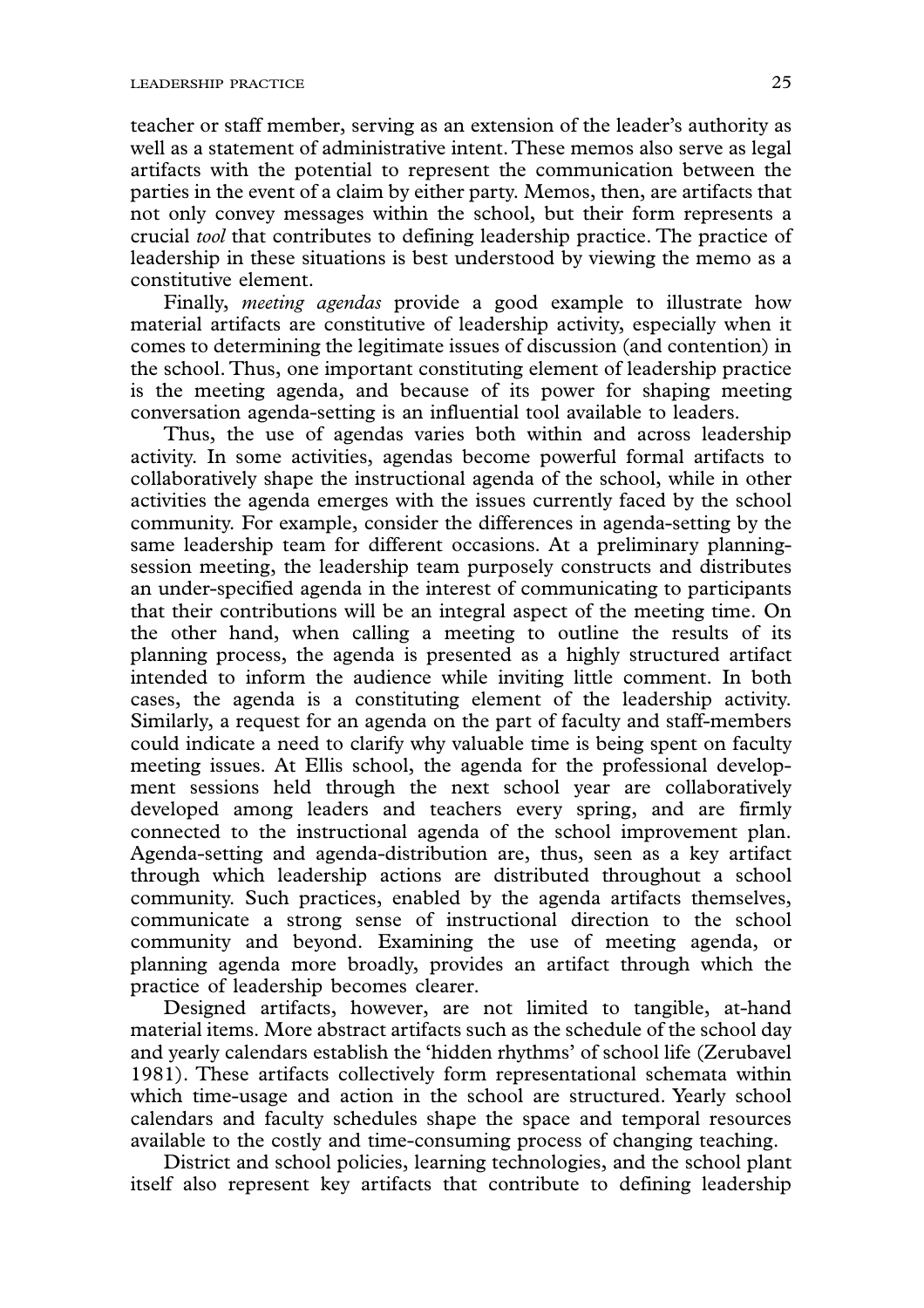teacher or staff member, serving as an extension of the leader's authority as well as a statement of administrative intent. These memos also serve as legal artifacts with the potential to represent the communication between the parties in the event of a claim by either party. Memos, then, are artifacts that not only convey messages within the school, but their form represents a crucial *tool* that contributes to defining leadership practice. The practice of leadership in these situations is best understood by viewing the memo as a constitutive element.

Finally, *meeting agendas* provide a good example to illustrate how material artifacts are constitutive of leadership activity, especially when it comes to determining the legitimate issues of discussion (and contention) in the school. Thus, one important constituting element of leadership practice is the meeting agenda, and because of its power for shaping meeting conversation agenda-setting is an influential tool available to leaders.

Thus, the use of agendas varies both within and across leadership activity. In some activities, agendas become powerful formal artifacts to collaboratively shape the instructional agenda of the school, while in other activities the agenda emerges with the issues currently faced by the school community. For example, consider the differences in agenda-setting by the same leadership team for different occasions. At a preliminary planning-session meeting, the leadership team purposely constructs and distributes an under-specified agenda in the interest of communicating to participants that their contributions will be an integral aspect of the meeting time. On the other hand, when calling a meeting to outline the results of its planning process, the agenda is presented as a highly structured artifact intended to inform the audience while inviting little comment. In both cases, the agenda is a constituting element of the leadership activity. Similarly, a request for an agenda on the part of faculty and staff-members could indicate a need to clarify why valuable time is being spent on faculty meeting issues. At Ellis school, the agenda for the professional development sessions held through the next school year are collaboratively developed among leaders and teachers every spring, and are firmly connected to the instructional agenda of the school improvement plan. Agenda-setting and agenda-distribution are, thus, seen as a key artifact through which leadership actions are distributed throughout a school community. Such practices, enabled by the agenda artifacts themselves, communicate a strong sense of instructional direction to the school community and beyond. Examining the use of meeting agenda, or planning agenda more broadly, provides an artifact through which the practice of leadership becomes clearer.

Designed artifacts, however, are not limited to tangible, at-hand material items. More abstract artifacts such as the schedule of the school day and yearly calendars establish the 'hidden rhythms' of school life (Zerubavel 1981). These artifacts collectively form representational schemata within which time-usage and action in the school are structured. Yearly school calendars and faculty schedules shape the space and temporal resources available to the costly and time-consuming process of changing teaching.

District and school policies, learning technologies, and the school plant itself also represent key artifacts that contribute to defining leadership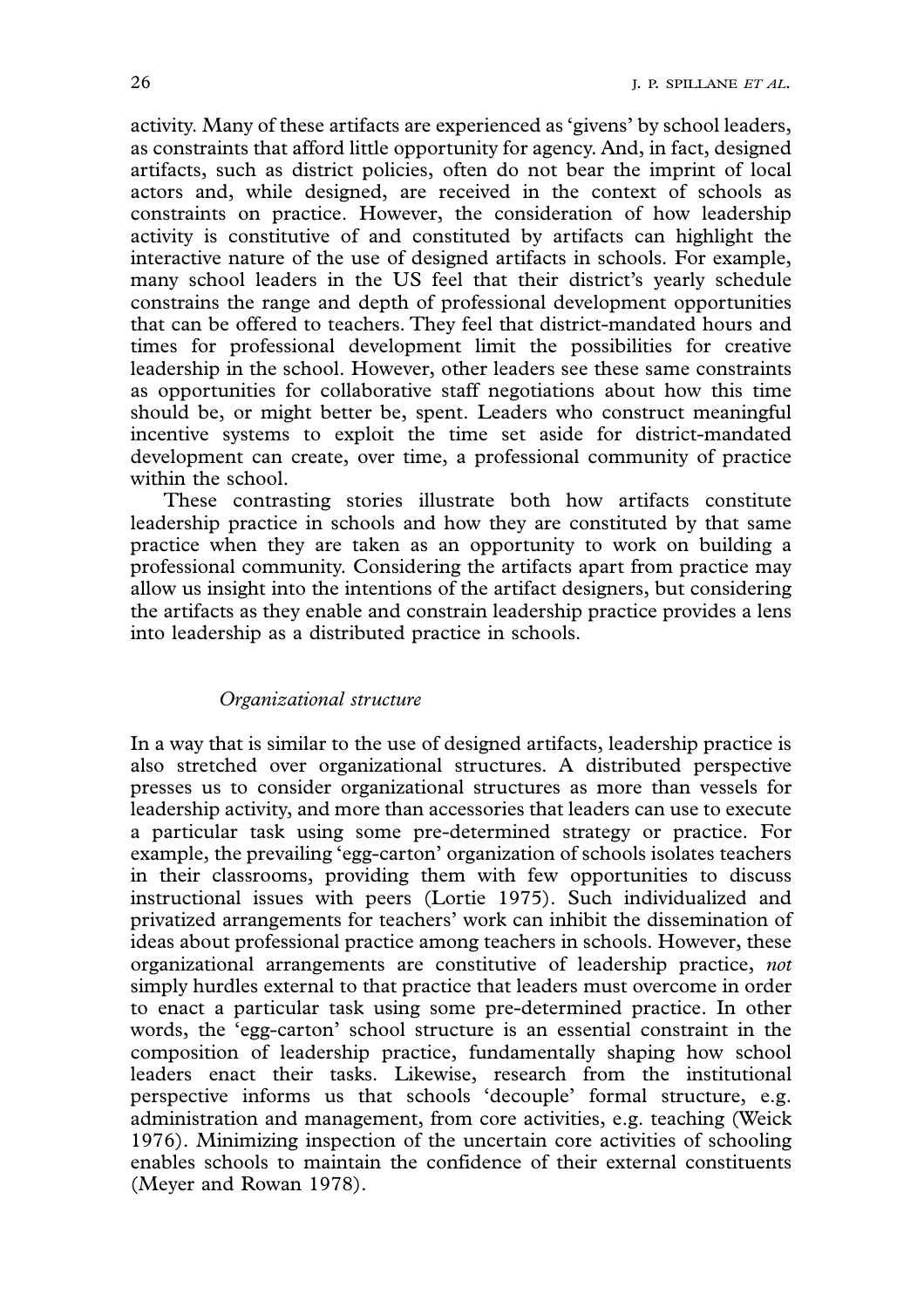activity. Many of these artifacts are experienced as 'givens' by school leaders, as constraints that afford little opportunity for agency. And, in fact, designed artifacts, such as district policies, often do not bear the imprint of local actors and, while designed, are received in the context of schools as constraints on practice. However, the consideration of how leadership activity is constitutive of and constituted by artifacts can highlight the interactive nature of the use of designed artifacts in schools. For example, many school leaders in the US feel that their district's yearly schedule constrains the range and depth of professional development opportunities that can be offered to teachers. They feel that district-mandated hours and times for professional development limit the possibilities for creative leadership in the school. However, other leaders see these same constraints as opportunities for collaborative staff negotiations about how this time should be, or might better be, spent. Leaders who construct meaningful incentive systems to exploit the time set aside for district-mandated development can create, over time, a professional community of practice within the school.

These contrasting stories illustrate both how artifacts constitute leadership practice in schools and how they are constituted by that same practice when they are taken as an opportunity to work on building a professional community. Considering the artifacts apart from practice may allow us insight into the intentions of the artifact designers, but considering the artifacts as they enable and constrain leadership practice provides a lens into leadership as a distributed practice in schools.

### *Organizational structure*

In a way that is similar to the use of designed artifacts, leadership practice is also stretched over organizational structures. A distributed perspective presses us to consider organizational structures as more than vessels for leadership activity, and more than accessories that leaders can use to execute a particular task using some pre-determined strategy or practice. For example, the prevailing 'egg-carton' organization of schools isolates teachers in their classrooms, providing them with few opportunities to discuss instructional issues with peers (Lortie 1975). Such individualized and privatized arrangements for teachers' work can inhibit the dissemination of ideas about professional practice among teachers in schools. However, these organizational arrangements are constitutive of leadership practice, *not* simply hurdles external to that practice that leaders must overcome in order to enact a particular task using some pre-determined practice. In other words, the 'egg-carton' school structure is an essential constraint in the composition of leadership practice, fundamentally shaping how school leaders enact their tasks. Likewise, research from the institutional perspective informs us that schools 'decouple' formal structure, e.g. administration and management, from core activities, e.g. teaching (Weick 1976). Minimizing inspection of the uncertain core activities of schooling enables schools to maintain the confidence of their external constituents (Meyer and Rowan 1978).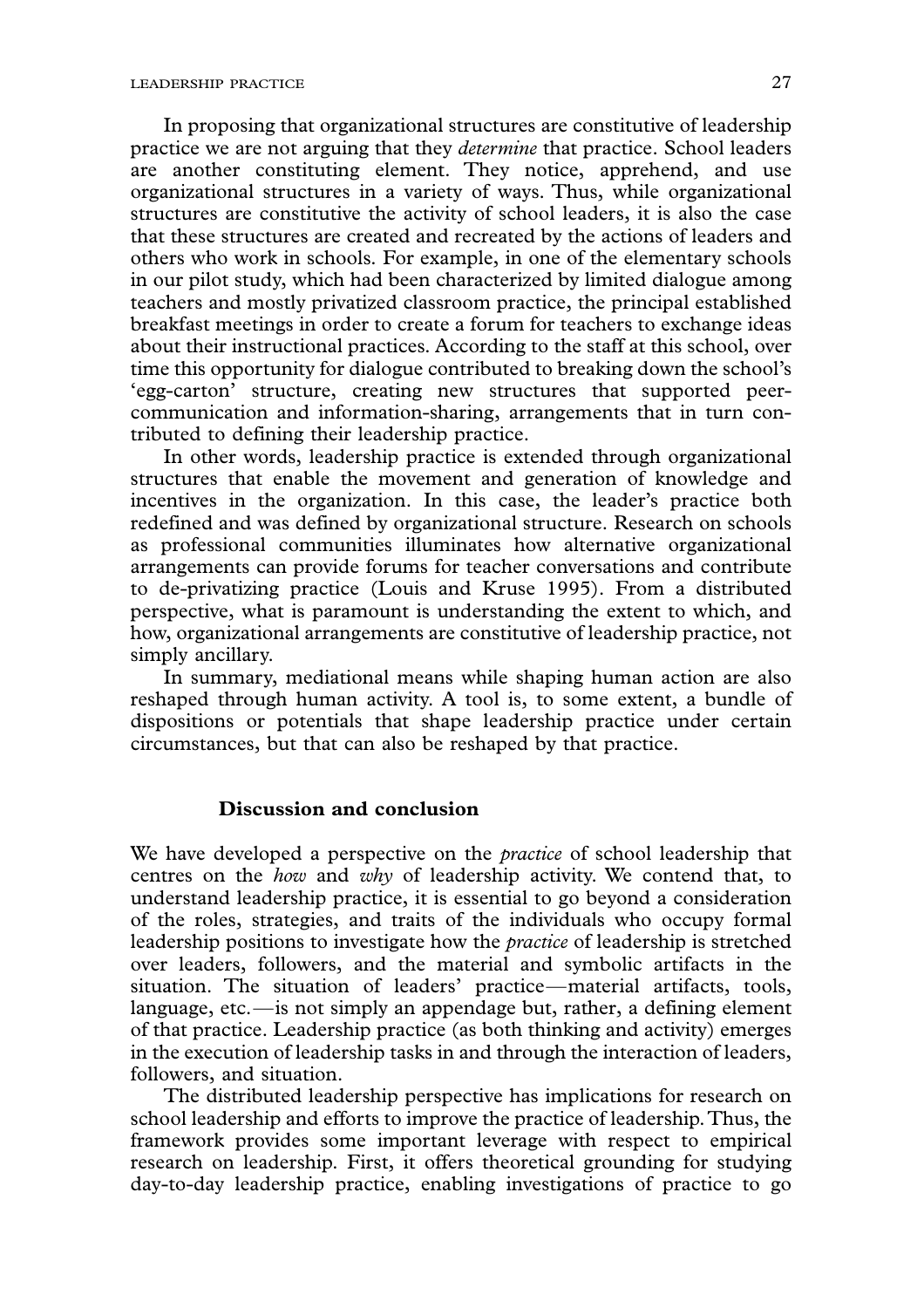In proposing that organizational structures are constitutive of leadership practice we are not arguing that they *determine* that practice. School leaders are another constituting element. They notice, apprehend, and use organizational structures in a variety of ways. Thus, while organizational structures are constitutive the activity of school leaders, it is also the case that these structures are created and recreated by the actions of leaders and others who work in schools. For example, in one of the elementary schools in our pilot study, which had been characterized by limited dialogue among teachers and mostly privatized classroom practice, the principal established breakfast meetings in order to create a forum for teachers to exchange ideas about their instructional practices. According to the staff at this school, over time this opportunity for dialogue contributed to breaking down the school's 'egg-carton' structure, creating new structures that supported peer-communication and information-sharing, arrangements that in turn contributed to defining their leadership practice.

In other words, leadership practice is extended through organizational structures that enable the movement and generation of knowledge and incentives in the organization. In this case, the leader's practice both redefined and was defined by organizational structure. Research on schools as professional communities illuminates how alternative organizational arrangements can provide forums for teacher conversations and contribute to de-privatizing practice (Louis and Kruse 1995). From a distributed perspective, what is paramount is understanding the extent to which, and how, organizational arrangements are constitutive of leadership practice, not simply ancillary.

In summary, mediational means while shaping human action are also reshaped through human activity. A tool is, to some extent, a bundle of dispositions or potentials that shape leadership practice under certain circumstances, but that can also be reshaped by that practice.

## Discussion and conclusion

We have developed a perspective on the *practice* of school leadership that centres on the *how* and *why* of leadership activity. We contend that, to understand leadership practice, it is essential to go beyond a consideration of the roles, strategies, and traits of the individuals who occupy formal leadership positions to investigate how the *practice* of leadership is stretched over leaders, followers, and the material and symbolic artifacts in the situation. The situation of leaders' practice—material artifacts, tools, language, etc.—is not simply an appendage but, rather, a defining element of that practice. Leadership practice (as both thinking and activity) emerges in the execution of leadership tasks in and through the interaction of leaders, followers, and situation.

The distributed leadership perspective has implications for research on school leadership and efforts to improve the practice of leadership. Thus, the framework provides some important leverage with respect to empirical research on leadership. First, it offers theoretical grounding for studying day-to-day leadership practice, enabling investigations of practice to go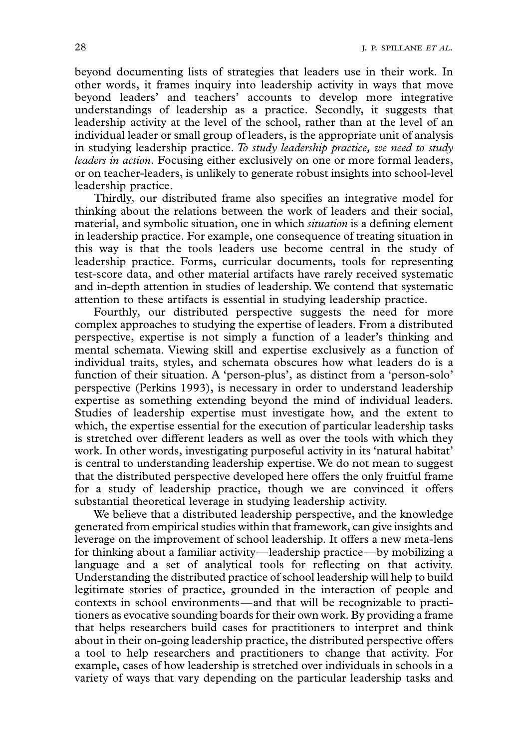beyond documenting lists of strategies that leaders use in their work. In other words, it frames inquiry into leadership activity in ways that move beyond leaders' and teachers' accounts to develop more integrative understandings of leadership as a practice. Secondly, it suggests that leadership activity at the level of the school, rather than at the level of an individual leader or small group of leaders, is the appropriate unit of analysis in studying leadership practice. *To study leadership practice, we need to study leaders in action*. Focusing either exclusively on one or more formal leaders, or on teacher-leaders, is unlikely to generate robust insights into school-level leadership practice.

Thirdly, our distributed frame also specifies an integrative model for thinking about the relations between the work of leaders and their social, material, and symbolic situation, one in which *situation* is a defining element in leadership practice. For example, one consequence of treating situation in this way is that the tools leaders use become central in the study of leadership practice. Forms, curricular documents, tools for representing test-score data, and other material artifacts have rarely received systematic and in-depth attention in studies of leadership. We contend that systematic attention to these artifacts is essential in studying leadership practice.

Fourthly, our distributed perspective suggests the need for more complex approaches to studying the expertise of leaders. From a distributed perspective, expertise is not simply a function of a leader's thinking and mental schemata. Viewing skill and expertise exclusively as a function of individual traits, styles, and schemata obscures how what leaders do is a function of their situation. A 'person-plus', as distinct from a 'person-solo' perspective (Perkins 1993), is necessary in order to understand leadership expertise as something extending beyond the mind of individual leaders. Studies of leadership expertise must investigate how, and the extent to which, the expertise essential for the execution of particular leadership tasks is stretched over different leaders as well as over the tools with which they work. In other words, investigating purposeful activity in its 'natural habitat' is central to understanding leadership expertise. We do not mean to suggest that the distributed perspective developed here offers the only fruitful frame for a study of leadership practice, though we are convinced it offers substantial theoretical leverage in studying leadership activity.

We believe that a distributed leadership perspective, and the knowledge generated from empirical studies within that framework, can give insights and leverage on the improvement of school leadership. It offers a new meta-lens for thinking about a familiar activity—leadership practice—by mobilizing a language and a set of analytical tools for reflecting on that activity. Understanding the distributed practice of school leadership will help to build legitimate stories of practice, grounded in the interaction of people and contexts in school environments—and that will be recognizable to practitioners as evocative sounding boards for their own work. By providing a frame that helps researchers build cases for practitioners to interpret and think about in their on-going leadership practice, the distributed perspective offers a tool to help researchers and practitioners to change that activity. For example, cases of how leadership is stretched over individuals in schools in a variety of ways that vary depending on the particular leadership tasks and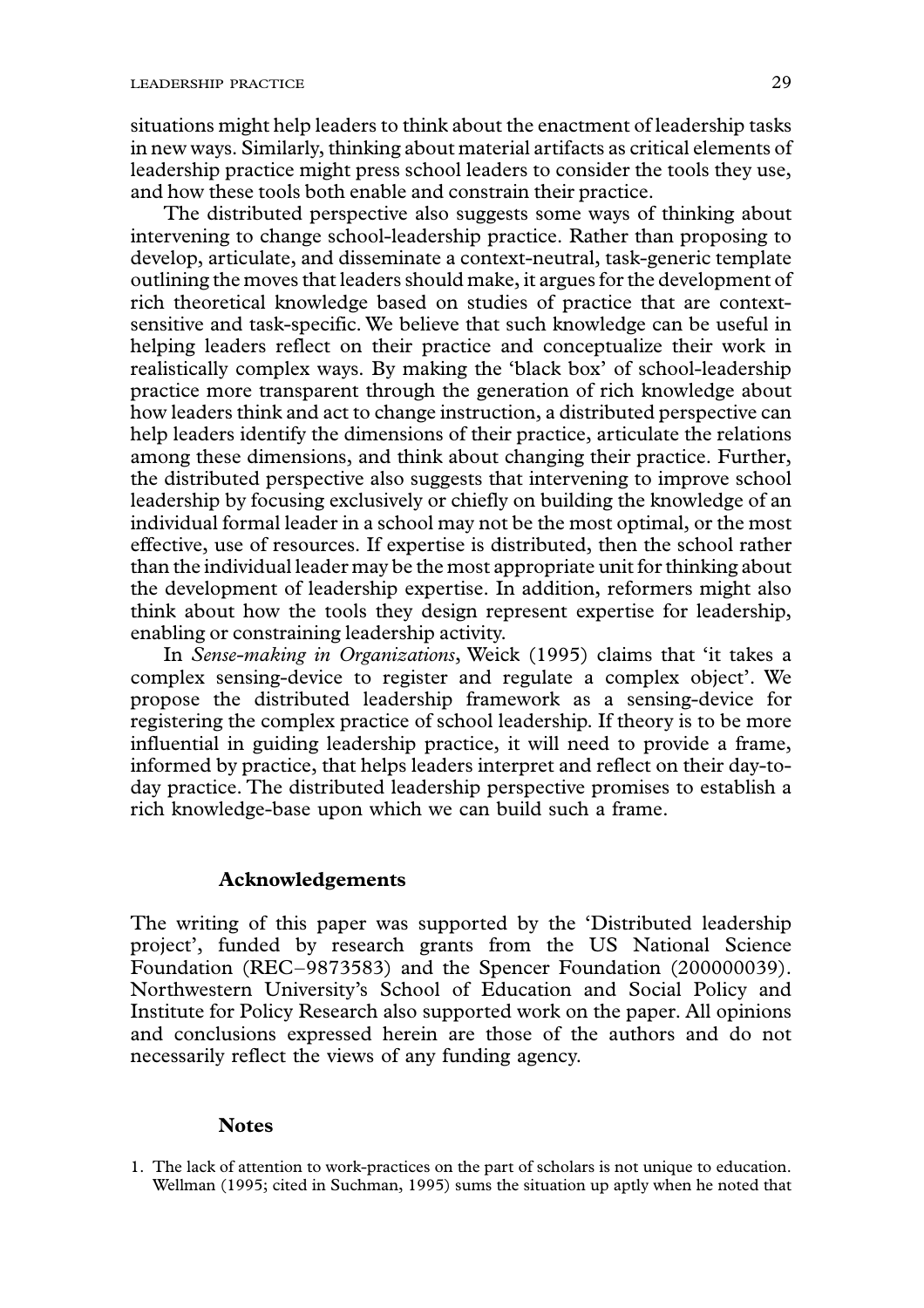situations might help leaders to think about the enactment of leadership tasks in new ways. Similarly, thinking about material artifacts as critical elements of leadership practice might press school leaders to consider the tools they use, and how these tools both enable and constrain their practice.

The distributed perspective also suggests some ways of thinking about intervening to change school-leadership practice. Rather than proposing to develop, articulate, and disseminate a context-neutral, task-generic template outlining the moves that leaders should make, it argues for the development of rich theoretical knowledge based on studies of practice that are context-sensitive and task-specific. We believe that such knowledge can be useful in helping leaders reflect on their practice and conceptualize their work in realistically complex ways. By making the 'black box' of school-leadership practice more transparent through the generation of rich knowledge about how leaders think and act to change instruction, a distributed perspective can help leaders identify the dimensions of their practice, articulate the relations among these dimensions, and think about changing their practice. Further, the distributed perspective also suggests that intervening to improve school leadership by focusing exclusively or chiefly on building the knowledge of an individual formal leader in a school may not be the most optimal, or the most effective, use of resources. If expertise is distributed, then the school rather than the individual leader may be the most appropriate unit for thinking about the development of leadership expertise. In addition, reformers might also think about how the tools they design represent expertise for leadership, enabling or constraining leadership activity.

In *Sense-making in Organizations*, Weick (1995) claims that 'it takes a complex sensing-device to register and regulate a complex object'. We propose the distributed leadership framework as a sensing-device for registering the complex practice of school leadership. If theory is to be more influential in guiding leadership practice, it will need to provide a frame, informed by practice, that helps leaders interpret and reflect on their day-to-day practice. The distributed leadership perspective promises to establish a rich knowledge-base upon which we can build such a frame.

## Acknowledgements

The writing of this paper was supported by the 'Distributed leadership project', funded by research grants from the US National Science Foundation (REC–9873583) and the Spencer Foundation (200000039). Northwestern University's School of Education and Social Policy and Institute for Policy Research also supported work on the paper. All opinions and conclusions expressed herein are those of the authors and do not necessarily reflect the views of any funding agency.

## Notes

1. The lack of attention to work-practices on the part of scholars is not unique to education. Wellman (1995; cited in Suchman, 1995) sums the situation up aptly when he noted that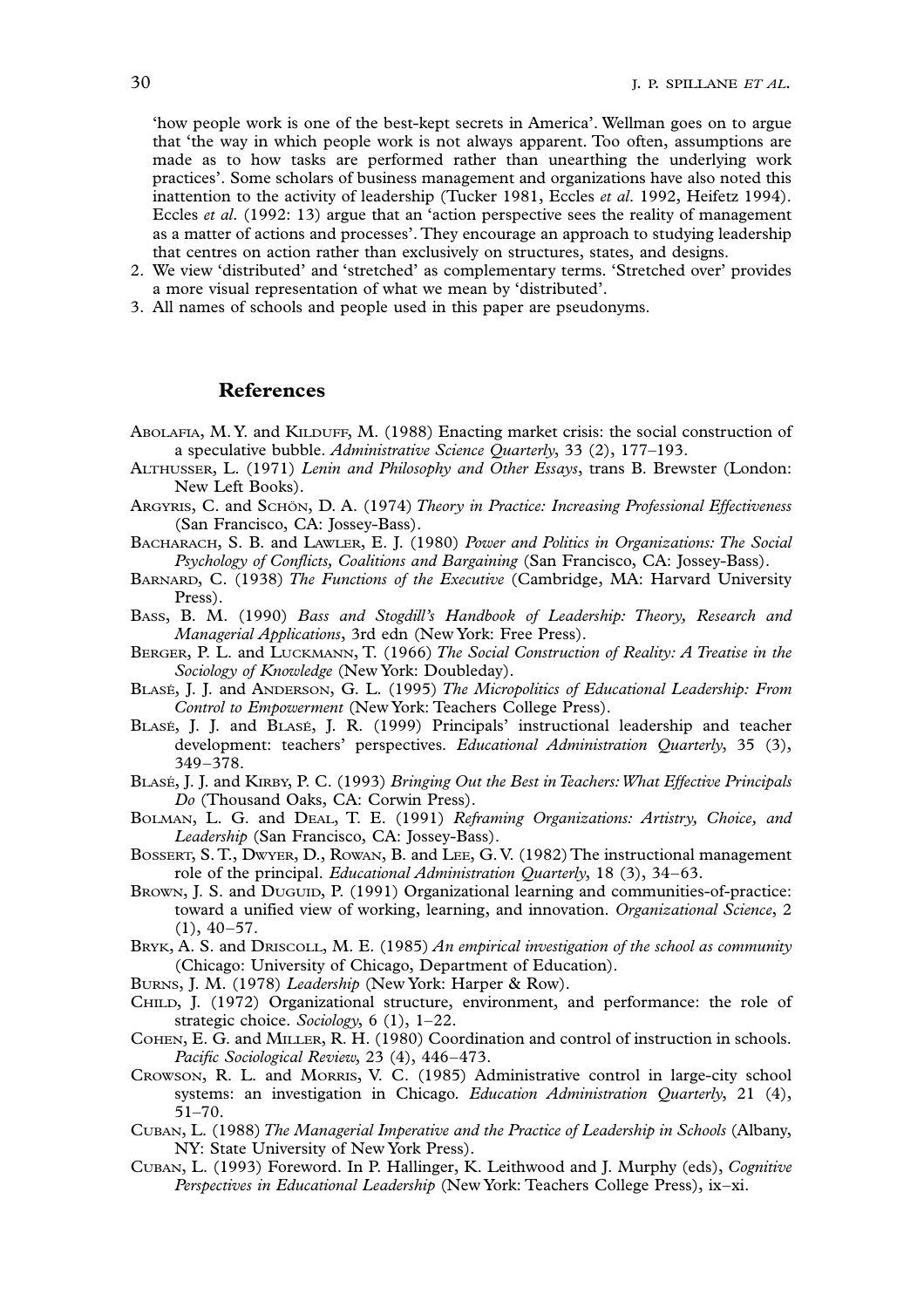'how people work is one of the best-kept secrets in America'. Wellman goes on to argue that 'the way in which people work is not always apparent. Too often, assumptions are made as to how tasks are performed rather than unearthing the underlying work practices'. Some scholars of business management and organizations have also noted this inattention to the activity of leadership (Tucker 1981, Eccles *et al.* 1992, Heifetz 1994). Eccles *et al.* (1992: 13) argue that an 'action perspective sees the reality of management as a matter of actions and processes'. They encourage an approach to studying leadership that centres on action rather than exclusively on structures, states, and designs.

2. We view 'distributed' and 'stretched' as complementary terms. 'Stretched over' provides a more visual representation of what we mean by 'distributed'.
3. All names of schools and people used in this paper are pseudonyms.

## References

Abolafia, M. Y. and Kilduff, M. (1988) Enacting market crisis: the social construction of a speculative bubble. *Administrative Science Quarterly*, 33 (2), 177–193.

Althusser, L. (1971) *Lenin and Philosophy and Other Essays*, trans B. Brewster (London: New Left Books).

Argyris, C. and Schön, D. A. (1974) *Theory in Practice: Increasing Professional Effectiveness* (San Francisco, CA: Jossey-Bass).

Bacharach, S. B. and Lawler, E. J. (1980) *Power and Politics in Organizations: The Social Psychology of Conflicts, Coalitions and Bargaining* (San Francisco, CA: Jossey-Bass).

Barnard, C. (1938) *The Functions of the Executive* (Cambridge, MA: Harvard University Press).

Bass, B. M. (1990) *Bass and Stogdill's Handbook of Leadership: Theory, Research and Managerial Applications*, 3rd edn (New York: Free Press).

Berger, P. L. and Luckmann, T. (1966) *The Social Construction of Reality: A Treatise in the Sociology of Knowledge* (New York: Doubleday).

Blasé, J. J. and Anderson, G. L. (1995) *The Micropolitics of Educational Leadership: From Control to Empowerment* (New York: Teachers College Press).

Blasé, J. J. and Blasé, J. R. (1999) Principals' instructional leadership and teacher development: teachers' perspectives. *Educational Administration Quarterly*, 35 (3), 349–378.

Blasé, J. J. and Kirby, P. C. (1993) *Bringing Out the Best in Teachers: What Effective Principals Do* (Thousand Oaks, CA: Corwin Press).

Bolman, L. G. and Deal, T. E. (1991) *Reframing Organizations: Artistry, Choice, and Leadership* (San Francisco, CA: Jossey-Bass).

Bossert, S. T., Dwyer, D., Rowan, B. and Lee, G. V. (1982) The instructional management role of the principal. *Educational Administration Quarterly*, 18 (3), 34–63.

Brown, J. S. and Duguid, P. (1991) Organizational learning and communities-of-practice: toward a unified view of working, learning, and innovation. *Organizational Science*, 2 (1), 40–57.

Bryk, A. S. and Driscoll, M. E. (1985) *An empirical investigation of the school as community* (Chicago: University of Chicago, Department of Education).

Burns, J. M. (1978) *Leadership* (New York: Harper & Row).

Child, J. (1972) Organizational structure, environment, and performance: the role of strategic choice. *Sociology*, 6 (1), 1–22.

Cohen, E. G. and Miller, R. H. (1980) Coordination and control of instruction in schools. *Pacific Sociological Review*, 23 (4), 446–473.

Crowson, R. L. and Morris, V. C. (1985) Administrative control in large-city school systems: an investigation in Chicago. *Education Administration Quarterly*, 21 (4), 51–70.

Cuban, L. (1988) *The Managerial Imperative and the Practice of Leadership in Schools* (Albany, NY: State University of New York Press).

Cuban, L. (1993) Foreword. In P. Hallinger, K. Leithwood and J. Murphy (eds), *Cognitive Perspectives in Educational Leadership* (New York: Teachers College Press), ix–xi.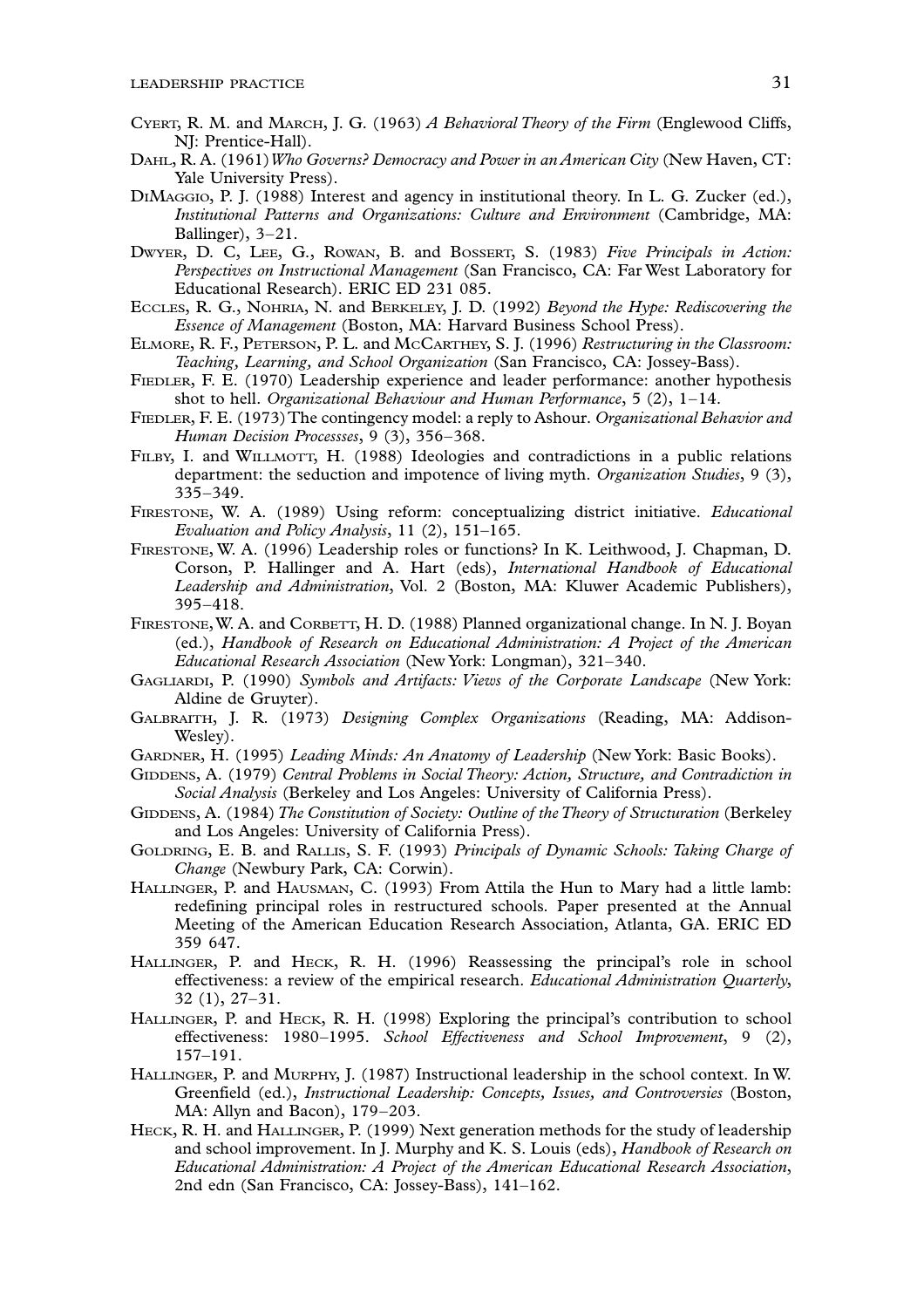Cyert, R. M. and March, J. G. (1963) *A Behavioral Theory of the Firm* (Englewood Cliffs, NJ: Prentice-Hall).

Dahl, R. A. (1961) *Who Governs? Democracy and Power in an American City* (New Haven, CT: Yale University Press).

DiMaggio, P. J. (1988) Interest and agency in institutional theory. In L. G. Zucker (ed.), *Institutional Patterns and Organizations: Culture and Environment* (Cambridge, MA: Ballinger), 3–21.

Dwyer, D. C, Lee, G., Rowan, B. and Bossert, S. (1983) *Five Principals in Action: Perspectives on Instructional Management* (San Francisco, CA: Far West Laboratory for Educational Research). ERIC ED 231 085.

Eccles, R. G., Nohria, N. and Berkeley, J. D. (1992) *Beyond the Hype: Rediscovering the Essence of Management* (Boston, MA: Harvard Business School Press).

Elmore, R. F., Peterson, P. L. and McCarthey, S. J. (1996) *Restructuring in the Classroom: Teaching, Learning, and School Organization* (San Francisco, CA: Jossey-Bass).

Fiedler, F. E. (1970) Leadership experience and leader performance: another hypothesis shot to hell. *Organizational Behaviour and Human Performance*, 5 (2), 1–14.

Fiedler, F. E. (1973) The contingency model: a reply to Ashour. *Organizational Behavior and Human Decision Processses*, 9 (3), 356–368.

Filby, I. and Willmott, H. (1988) Ideologies and contradictions in a public relations department: the seduction and impotence of living myth. *Organization Studies*, 9 (3), 335–349.

Firestone, W. A. (1989) Using reform: conceptualizing district initiative. *Educational Evaluation and Policy Analysis*, 11 (2), 151–165.

Firestone, W. A. (1996) Leadership roles or functions? In K. Leithwood, J. Chapman, D. Corson, P. Hallinger and A. Hart (eds), *International Handbook of Educational Leadership and Administration*, Vol. 2 (Boston, MA: Kluwer Academic Publishers), 395–418.

Firestone, W. A. and Corbett, H. D. (1988) Planned organizational change. In N. J. Boyan (ed.), *Handbook of Research on Educational Administration: A Project of the American Educational Research Association* (New York: Longman), 321–340.

Gagliardi, P. (1990) *Symbols and Artifacts: Views of the Corporate Landscape* (New York: Aldine de Gruyter).

Galbraith, J. R. (1973) *Designing Complex Organizations* (Reading, MA: Addison-Wesley).

Gardner, H. (1995) *Leading Minds: An Anatomy of Leadership* (New York: Basic Books).

Giddens, A. (1979) *Central Problems in Social Theory: Action, Structure, and Contradiction in Social Analysis* (Berkeley and Los Angeles: University of California Press).

Giddens, A. (1984) *The Constitution of Society: Outline of the Theory of Structuration* (Berkeley and Los Angeles: University of California Press).

Goldring, E. B. and Rallis, S. F. (1993) *Principals of Dynamic Schools: Taking Charge of Change* (Newbury Park, CA: Corwin).

Hallinger, P. and Hausman, C. (1993) From Attila the Hun to Mary had a little lamb: redefining principal roles in restructured schools. Paper presented at the Annual Meeting of the American Education Research Association, Atlanta, GA. ERIC ED 359 647.

Hallinger, P. and Heck, R. H. (1996) Reassessing the principal's role in school effectiveness: a review of the empirical research. *Educational Administration Quarterly*, 32 (1), 27–31.

Hallinger, P. and Heck, R. H. (1998) Exploring the principal's contribution to school effectiveness: 1980–1995. *School Effectiveness and School Improvement*, 9 (2), 157–191.

Hallinger, P. and Murphy, J. (1987) Instructional leadership in the school context. In W. Greenfield (ed.), *Instructional Leadership: Concepts, Issues, and Controversies* (Boston, MA: Allyn and Bacon), 179–203.

Heck, R. H. and Hallinger, P. (1999) Next generation methods for the study of leadership and school improvement. In J. Murphy and K. S. Louis (eds), *Handbook of Research on Educational Administration: A Project of the American Educational Research Association*, 2nd edn (San Francisco, CA: Jossey-Bass), 141–162.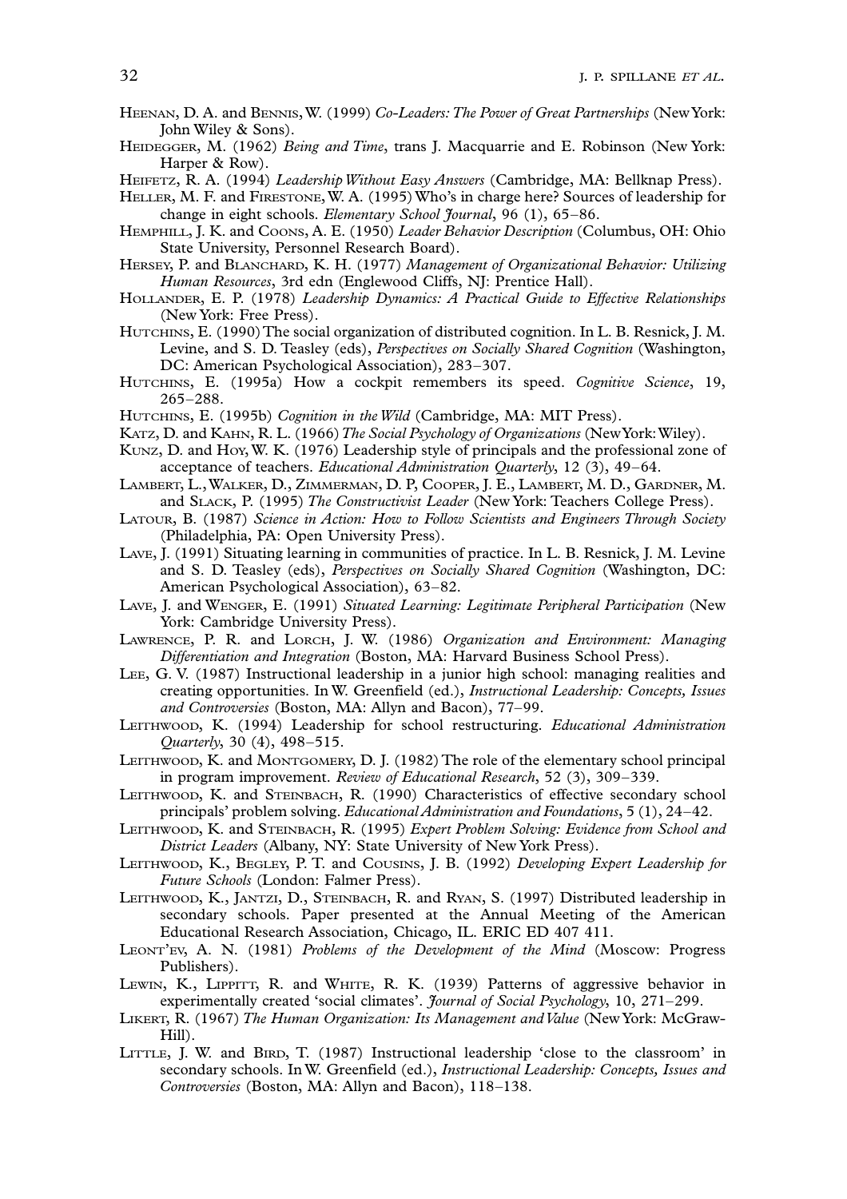Heenan, D. A. and Bennis, W. (1999) *Co-Leaders: The Power of Great Partnerships* (New York: John Wiley & Sons).

Heidegger, M. (1962) *Being and Time*, trans J. Macquarrie and E. Robinson (New York: Harper & Row).

Heifetz, R. A. (1994) *Leadership Without Easy Answers* (Cambridge, MA: Bellknap Press).

Heller, M. F. and Firestone, W. A. (1995) Who's in charge here? Sources of leadership for change in eight schools. *Elementary School Journal*, 96 (1), 65–86.

Hemphill, J. K. and Coons, A. E. (1950) *Leader Behavior Description* (Columbus, OH: Ohio State University, Personnel Research Board).

Hersey, P. and Blanchard, K. H. (1977) *Management of Organizational Behavior: Utilizing Human Resources*, 3rd edn (Englewood Cliffs, NJ: Prentice Hall).

Hollander, E. P. (1978) *Leadership Dynamics: A Practical Guide to Effective Relationships* (New York: Free Press).

Hutchins, E. (1990) The social organization of distributed cognition. In L. B. Resnick, J. M. Levine, and S. D. Teasley (eds), *Perspectives on Socially Shared Cognition* (Washington, DC: American Psychological Association), 283–307.

Hutchins, E. (1995a) How a cockpit remembers its speed. *Cognitive Science*, 19, 265–288.

Hutchins, E. (1995b) *Cognition in the Wild* (Cambridge, MA: MIT Press).

Katz, D. and Kahn, R. L. (1966) *The Social Psychology of Organizations* (New York: Wiley).

Kunz, D. and Hoy, W. K. (1976) Leadership style of principals and the professional zone of acceptance of teachers. *Educational Administration Quarterly*, 12 (3), 49–64.

Lambert, L., Walker, D., Zimmerman, D. P, Cooper, J. E., Lambert, M. D., Gardner, M. and Slack, P. (1995) *The Constructivist Leader* (New York: Teachers College Press).

Latour, B. (1987) *Science in Action: How to Follow Scientists and Engineers Through Society* (Philadelphia, PA: Open University Press).

Lave, J. (1991) Situating learning in communities of practice. In L. B. Resnick, J. M. Levine and S. D. Teasley (eds), *Perspectives on Socially Shared Cognition* (Washington, DC: American Psychological Association), 63–82.

Lave, J. and Wenger, E. (1991) *Situated Learning: Legitimate Peripheral Participation* (New York: Cambridge University Press).

Lawrence, P. R. and Lorch, J. W. (1986) *Organization and Environment: Managing Differentiation and Integration* (Boston, MA: Harvard Business School Press).

Lee, G. V. (1987) Instructional leadership in a junior high school: managing realities and creating opportunities. In W. Greenfield (ed.), *Instructional Leadership: Concepts, Issues and Controversies* (Boston, MA: Allyn and Bacon), 77–99.

Leithwood, K. (1994) Leadership for school restructuring. *Educational Administration Quarterly*, 30 (4), 498–515.

Leithwood, K. and Montgomery, D. J. (1982) The role of the elementary school principal in program improvement. *Review of Educational Research*, 52 (3), 309–339.

Leithwood, K. and Steinbach, R. (1990) Characteristics of effective secondary school principals' problem solving. *Educational Administration and Foundations*, 5 (1), 24–42.

Leithwood, K. and Steinbach, R. (1995) *Expert Problem Solving: Evidence from School and District Leaders* (Albany, NY: State University of New York Press).

Leithwood, K., Begley, P. T. and Cousins, J. B. (1992) *Developing Expert Leadership for Future Schools* (London: Falmer Press).

Leithwood, K., Jantzi, D., Steinbach, R. and Ryan, S. (1997) Distributed leadership in secondary schools. Paper presented at the Annual Meeting of the American Educational Research Association, Chicago, IL. ERIC ED 407 411.

Leont'ev, A. N. (1981) *Problems of the Development of the Mind* (Moscow: Progress Publishers).

Lewin, K., Lippitt, R. and White, R. K. (1939) Patterns of aggressive behavior in experimentally created 'social climates'. *Journal of Social Psychology*, 10, 271–299.

Likert, R. (1967) *The Human Organization: Its Management and Value* (New York: McGraw-Hill).

Little, J. W. and Bird, T. (1987) Instructional leadership 'close to the classroom' in secondary schools. In W. Greenfield (ed.), *Instructional Leadership: Concepts, Issues and Controversies* (Boston, MA: Allyn and Bacon), 118–138.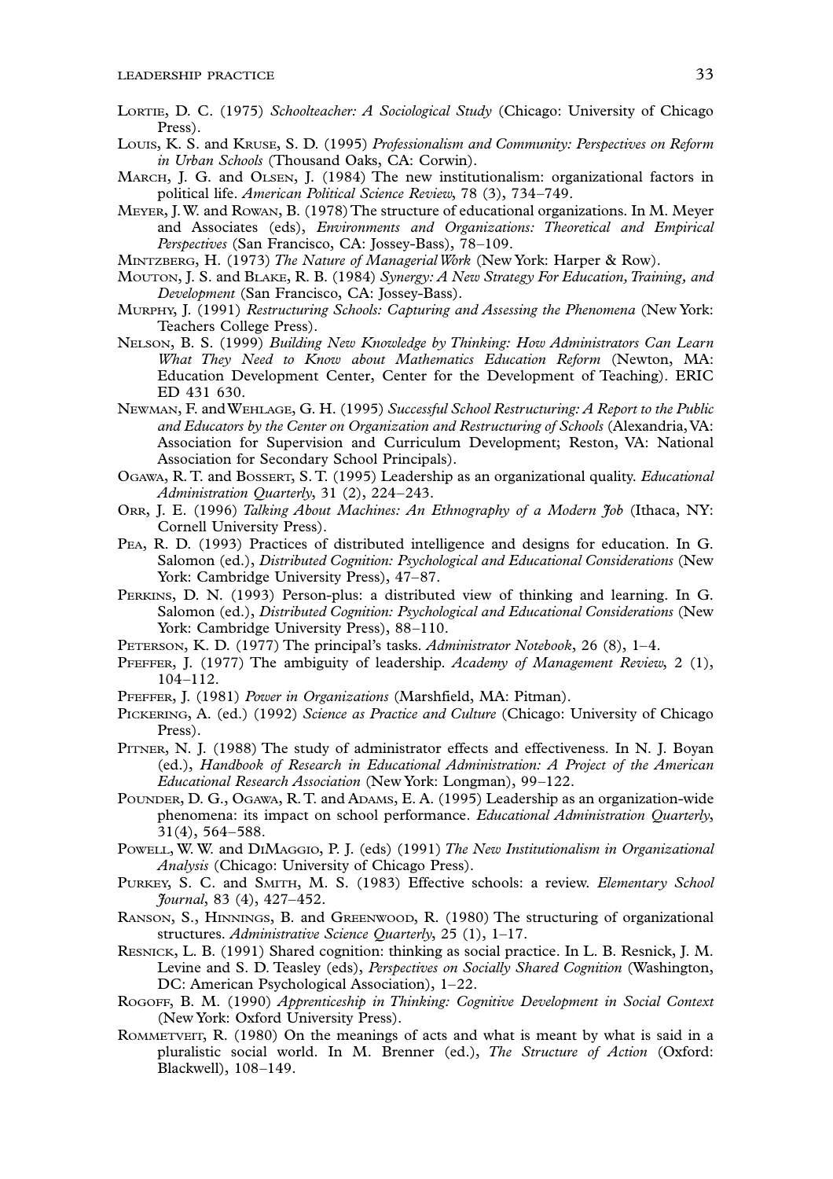Lortie, D. C. (1975) *Schoolteacher: A Sociological Study* (Chicago: University of Chicago Press).

Louis, K. S. and Kruse, S. D. (1995) *Professionalism and Community: Perspectives on Reform in Urban Schools* (Thousand Oaks, CA: Corwin).

March, J. G. and Olsen, J. (1984) The new institutionalism: organizational factors in political life. *American Political Science Review*, 78 (3), 734–749.

Meyer, J. W. and Rowan, B. (1978) The structure of educational organizations. In M. Meyer and Associates (eds), *Environments and Organizations: Theoretical and Empirical Perspectives* (San Francisco, CA: Jossey-Bass), 78–109.

Mintzberg, H. (1973) *The Nature of Managerial Work* (New York: Harper & Row).

Mouton, J. S. and Blake, R. B. (1984) *Synergy: A New Strategy For Education, Training, and Development* (San Francisco, CA: Jossey-Bass).

Murphy, J. (1991) *Restructuring Schools: Capturing and Assessing the Phenomena* (New York: Teachers College Press).

Nelson, B. S. (1999) *Building New Knowledge by Thinking: How Administrators Can Learn What They Need to Know about Mathematics Education Reform* (Newton, MA: Education Development Center, Center for the Development of Teaching). ERIC ED 431 630.

Newman, F. and Wehlage, G. H. (1995) *Successful School Restructuring: A Report to the Public and Educators by the Center on Organization and Restructuring of Schools* (Alexandria, VA: Association for Supervision and Curriculum Development; Reston, VA: National Association for Secondary School Principals).

Ogawa, R. T. and Bossert, S. T. (1995) Leadership as an organizational quality. *Educational Administration Quarterly*, 31 (2), 224–243.

Orr, J. E. (1996) *Talking About Machines: An Ethnography of a Modern Job* (Ithaca, NY: Cornell University Press).

Pea, R. D. (1993) Practices of distributed intelligence and designs for education. In G. Salomon (ed.), *Distributed Cognition: Psychological and Educational Considerations* (New York: Cambridge University Press), 47–87.

Perkins, D. N. (1993) Person-plus: a distributed view of thinking and learning. In G. Salomon (ed.), *Distributed Cognition: Psychological and Educational Considerations* (New York: Cambridge University Press), 88–110.

Peterson, K. D. (1977) The principal's tasks. *Administrator Notebook*, 26 (8), 1–4.

Pfeffer, J. (1977) The ambiguity of leadership. *Academy of Management Review*, 2 (1), 104–112.

Pfeffer, J. (1981) *Power in Organizations* (Marshfield, MA: Pitman).

Pickering, A. (ed.) (1992) *Science as Practice and Culture* (Chicago: University of Chicago Press).

Pitner, N. J. (1988) The study of administrator effects and effectiveness. In N. J. Boyan (ed.), *Handbook of Research in Educational Administration: A Project of the American Educational Research Association* (New York: Longman), 99–122.

Pounder, D. G., Ogawa, R. T. and Adams, E. A. (1995) Leadership as an organization-wide phenomena: its impact on school performance. *Educational Administration Quarterly*, 31(4), 564–588.

Powell, W. W. and DiMaggio, P. J. (eds) (1991) *The New Institutionalism in Organizational Analysis* (Chicago: University of Chicago Press).

Purkey, S. C. and Smith, M. S. (1983) Effective schools: a review. *Elementary School Journal*, 83 (4), 427–452.

Ranson, S., Hinnings, B. and Greenwood, R. (1980) The structuring of organizational structures. *Administrative Science Quarterly*, 25 (1), 1–17.

Resnick, L. B. (1991) Shared cognition: thinking as social practice. In L. B. Resnick, J. M. Levine and S. D. Teasley (eds), *Perspectives on Socially Shared Cognition* (Washington, DC: American Psychological Association), 1–22.

Rogoff, B. M. (1990) *Apprenticeship in Thinking: Cognitive Development in Social Context* (New York: Oxford University Press).

Rommetveit, R. (1980) On the meanings of acts and what is meant by what is said in a pluralistic social world. In M. Brenner (ed.), *The Structure of Action* (Oxford: Blackwell), 108–149.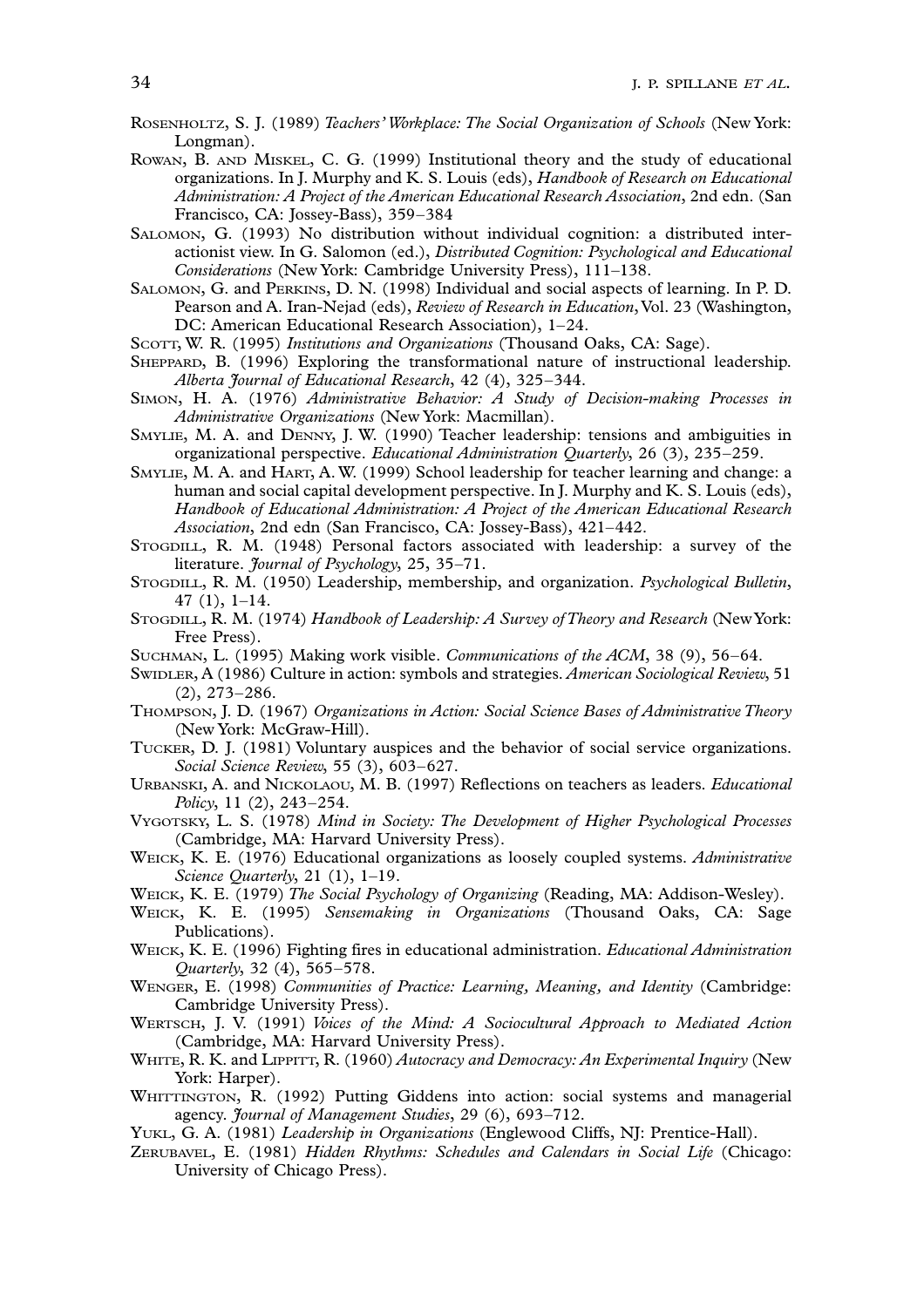Rosenholtz, S. J. (1989) *Teachers' Workplace: The Social Organization of Schools* (New York: Longman).

Rowan, B. and Miskel, C. G. (1999) Institutional theory and the study of educational organizations. In J. Murphy and K. S. Louis (eds), *Handbook of Research on Educational Administration: A Project of the American Educational Research Association*, 2nd edn. (San Francisco, CA: Jossey-Bass), 359–384

Salomon, G. (1993) No distribution without individual cognition: a distributed interactionist view. In G. Salomon (ed.), *Distributed Cognition: Psychological and Educational Considerations* (New York: Cambridge University Press), 111–138.

Salomon, G. and Perkins, D. N. (1998) Individual and social aspects of learning. In P. D. Pearson and A. Iran-Nejad (eds), *Review of Research in Education*, Vol. 23 (Washington, DC: American Educational Research Association), 1–24.

Scott, W. R. (1995) *Institutions and Organizations* (Thousand Oaks, CA: Sage).

Sheppard, B. (1996) Exploring the transformational nature of instructional leadership. *Alberta Journal of Educational Research*, 42 (4), 325–344.

Simon, H. A. (1976) *Administrative Behavior: A Study of Decision-making Processes in Administrative Organizations* (New York: Macmillan).

Smylie, M. A. and Denny, J. W. (1990) Teacher leadership: tensions and ambiguities in organizational perspective. *Educational Administration Quarterly*, 26 (3), 235–259.

Smylie, M. A. and Hart, A. W. (1999) School leadership for teacher learning and change: a human and social capital development perspective. In J. Murphy and K. S. Louis (eds), *Handbook of Educational Administration: A Project of the American Educational Research Association*, 2nd edn (San Francisco, CA: Jossey-Bass), 421–442.

Stogdill, R. M. (1948) Personal factors associated with leadership: a survey of the literature. *Journal of Psychology*, 25, 35–71.

Stogdill, R. M. (1950) Leadership, membership, and organization. *Psychological Bulletin*, 47 (1), 1–14.

Stogdill, R. M. (1974) *Handbook of Leadership: A Survey of Theory and Research* (New York: Free Press).

Suchman, L. (1995) Making work visible. *Communications of the ACM*, 38 (9), 56–64.

Swidler, A (1986) Culture in action: symbols and strategies. *American Sociological Review*, 51 (2), 273–286.

Thompson, J. D. (1967) *Organizations in Action: Social Science Bases of Administrative Theory* (New York: McGraw-Hill).

Tucker, D. J. (1981) Voluntary auspices and the behavior of social service organizations. *Social Science Review*, 55 (3), 603–627.

Urbanski, A. and Nickolaou, M. B. (1997) Reflections on teachers as leaders. *Educational Policy*, 11 (2), 243–254.

Vygotsky, L. S. (1978) *Mind in Society: The Development of Higher Psychological Processes* (Cambridge, MA: Harvard University Press).

Weick, K. E. (1976) Educational organizations as loosely coupled systems. *Administrative Science Quarterly*, 21 (1), 1–19.

Weick, K. E. (1979) *The Social Psychology of Organizing* (Reading, MA: Addison-Wesley).

Weick, K. E. (1995) *Sensemaking in Organizations* (Thousand Oaks, CA: Sage Publications).

Weick, K. E. (1996) Fighting fires in educational administration. *Educational Administration Quarterly*, 32 (4), 565–578.

Wenger, E. (1998) *Communities of Practice: Learning, Meaning, and Identity* (Cambridge: Cambridge University Press).

Wertsch, J. V. (1991) *Voices of the Mind: A Sociocultural Approach to Mediated Action* (Cambridge, MA: Harvard University Press).

White, R. K. and Lippitt, R. (1960) *Autocracy and Democracy: An Experimental Inquiry* (New York: Harper).

Whittington, R. (1992) Putting Giddens into action: social systems and managerial agency. *Journal of Management Studies*, 29 (6), 693–712.

Yukl, G. A. (1981) *Leadership in Organizations* (Englewood Cliffs, NJ: Prentice-Hall).

Zerubavel, E. (1981) *Hidden Rhythms: Schedules and Calendars in Social Life* (Chicago: University of Chicago Press).